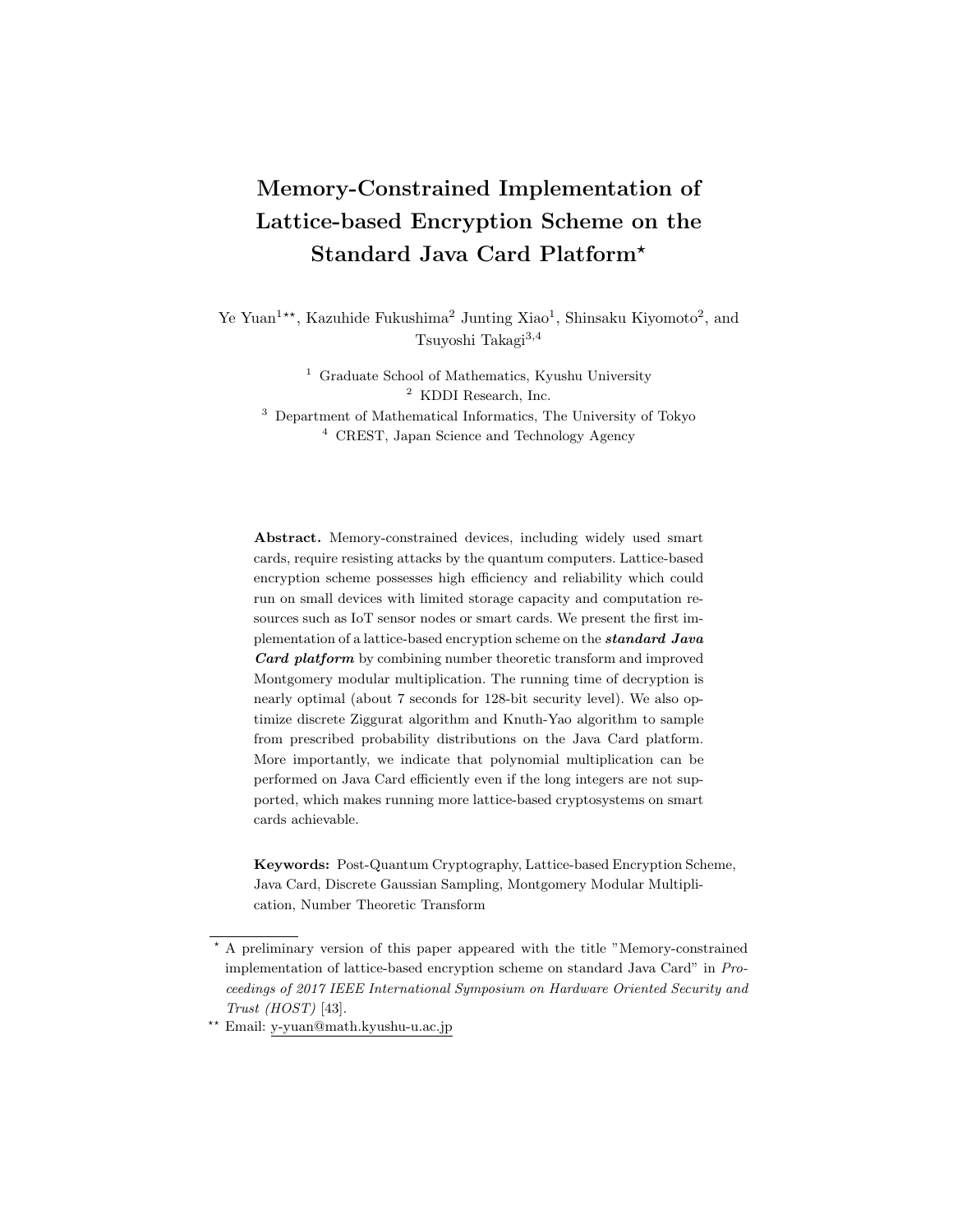# Memory-Constrained Implementation of Lattice-based Encryption Scheme on the Standard Java Card Platform*

Ye Yuan[1**], Kazuhide Fukushima[2] Junting Xiao[1], Shinsaku Kiyomoto[2], and Tsuyoshi Takagi[3,4]

[1] Graduate School of Mathematics, Kyushu University
[2] KDDI Research, Inc.
[3] Department of Mathematical Informatics, The University of Tokyo
[4] CREST, Japan Science and Technology Agency

**Abstract.** Memory-constrained devices, including widely used smart cards, require resisting attacks by the quantum computers. Lattice-based encryption scheme possesses high efficiency and reliability which could run on small devices with limited storage capacity and computation resources such as IoT sensor nodes or smart cards. We present the first implementation of a lattice-based encryption scheme on the ***standard Java Card platform*** by combining number theoretic transform and improved Montgomery modular multiplication. The running time of decryption is nearly optimal (about 7 seconds for 128-bit security level). We also optimize discrete Ziggurat algorithm and Knuth-Yao algorithm to sample from prescribed probability distributions on the Java Card platform. More importantly, we indicate that polynomial multiplication can be performed on Java Card efficiently even if the long integers are not supported, which makes running more lattice-based cryptosystems on smart cards achievable.

**Keywords:** Post-Quantum Cryptography, Lattice-based Encryption Scheme, Java Card, Discrete Gaussian Sampling, Montgomery Modular Multiplication, Number Theoretic Transform

---

\* A preliminary version of this paper appeared with the title "Memory-constrained implementation of lattice-based encryption scheme on standard Java Card" in *Proceedings of 2017 IEEE International Symposium on Hardware Oriented Security and Trust (HOST)* [43].

\** Email: y-yuan@math.kyushu-u.ac.jp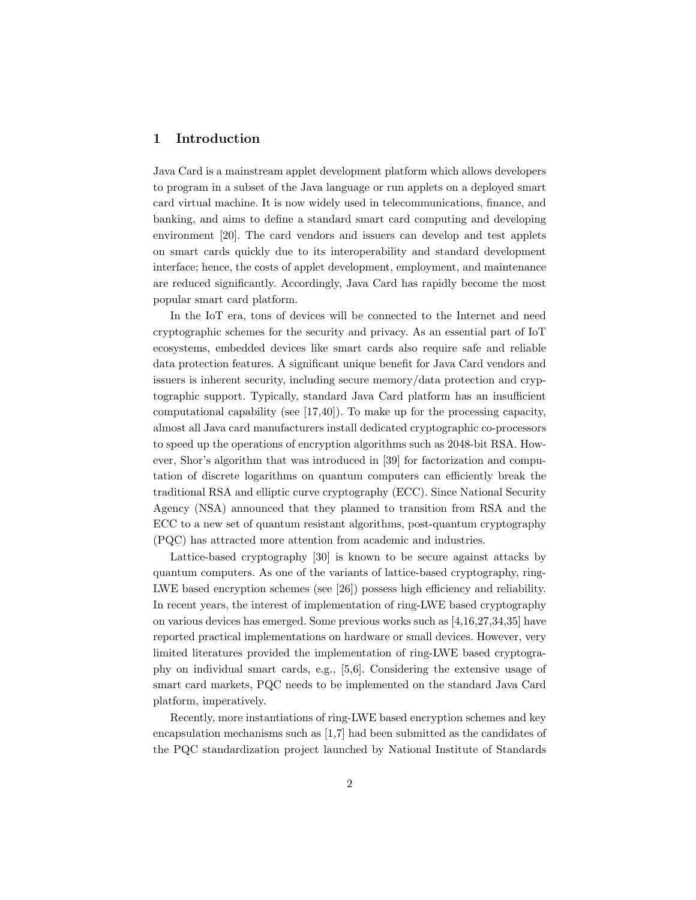## 1 Introduction

Java Card is a mainstream applet development platform which allows developers to program in a subset of the Java language or run applets on a deployed smart card virtual machine. It is now widely used in telecommunications, finance, and banking, and aims to define a standard smart card computing and developing environment [20]. The card vendors and issuers can develop and test applets on smart cards quickly due to its interoperability and standard development interface; hence, the costs of applet development, employment, and maintenance are reduced significantly. Accordingly, Java Card has rapidly become the most popular smart card platform.

In the IoT era, tons of devices will be connected to the Internet and need cryptographic schemes for the security and privacy. As an essential part of IoT ecosystems, embedded devices like smart cards also require safe and reliable data protection features. A significant unique benefit for Java Card vendors and issuers is inherent security, including secure memory/data protection and cryptographic support. Typically, standard Java Card platform has an insufficient computational capability (see [17,40]). To make up for the processing capacity, almost all Java card manufacturers install dedicated cryptographic co-processors to speed up the operations of encryption algorithms such as 2048-bit RSA. However, Shor's algorithm that was introduced in [39] for factorization and computation of discrete logarithms on quantum computers can efficiently break the traditional RSA and elliptic curve cryptography (ECC). Since National Security Agency (NSA) announced that they planned to transition from RSA and the ECC to a new set of quantum resistant algorithms, post-quantum cryptography (PQC) has attracted more attention from academic and industries.

Lattice-based cryptography [30] is known to be secure against attacks by quantum computers. As one of the variants of lattice-based cryptography, ring-LWE based encryption schemes (see [26]) possess high efficiency and reliability. In recent years, the interest of implementation of ring-LWE based cryptography on various devices has emerged. Some previous works such as [4,16,27,34,35] have reported practical implementations on hardware or small devices. However, very limited literatures provided the implementation of ring-LWE based cryptography on individual smart cards, e.g., [5,6]. Considering the extensive usage of smart card markets, PQC needs to be implemented on the standard Java Card platform, imperatively.

Recently, more instantiations of ring-LWE based encryption schemes and key encapsulation mechanisms such as [1,7] had been submitted as the candidates of the PQC standardization project launched by National Institute of Standards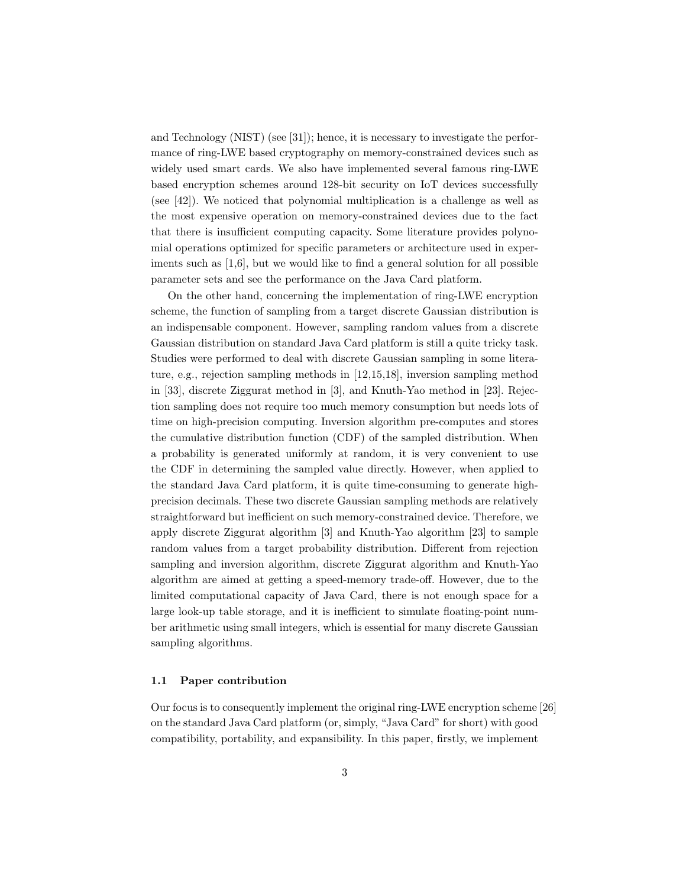and Technology (NIST) (see [31]); hence, it is necessary to investigate the performance of ring-LWE based cryptography on memory-constrained devices such as widely used smart cards. We also have implemented several famous ring-LWE based encryption schemes around 128-bit security on IoT devices successfully (see [42]). We noticed that polynomial multiplication is a challenge as well as the most expensive operation on memory-constrained devices due to the fact that there is insufficient computing capacity. Some literature provides polynomial operations optimized for specific parameters or architecture used in experiments such as [1,6], but we would like to find a general solution for all possible parameter sets and see the performance on the Java Card platform.

On the other hand, concerning the implementation of ring-LWE encryption scheme, the function of sampling from a target discrete Gaussian distribution is an indispensable component. However, sampling random values from a discrete Gaussian distribution on standard Java Card platform is still a quite tricky task. Studies were performed to deal with discrete Gaussian sampling in some literature, e.g., rejection sampling methods in [12,15,18], inversion sampling method in [33], discrete Ziggurat method in [3], and Knuth-Yao method in [23]. Rejection sampling does not require too much memory consumption but needs lots of time on high-precision computing. Inversion algorithm pre-computes and stores the cumulative distribution function (CDF) of the sampled distribution. When a probability is generated uniformly at random, it is very convenient to use the CDF in determining the sampled value directly. However, when applied to the standard Java Card platform, it is quite time-consuming to generate high-precision decimals. These two discrete Gaussian sampling methods are relatively straightforward but inefficient on such memory-constrained device. Therefore, we apply discrete Ziggurat algorithm [3] and Knuth-Yao algorithm [23] to sample random values from a target probability distribution. Different from rejection sampling and inversion algorithm, discrete Ziggurat algorithm and Knuth-Yao algorithm are aimed at getting a speed-memory trade-off. However, due to the limited computational capacity of Java Card, there is not enough space for a large look-up table storage, and it is inefficient to simulate floating-point number arithmetic using small integers, which is essential for many discrete Gaussian sampling algorithms.

### 1.1 Paper contribution

Our focus is to consequently implement the original ring-LWE encryption scheme [26] on the standard Java Card platform (or, simply, "Java Card" for short) with good compatibility, portability, and expansibility. In this paper, firstly, we implement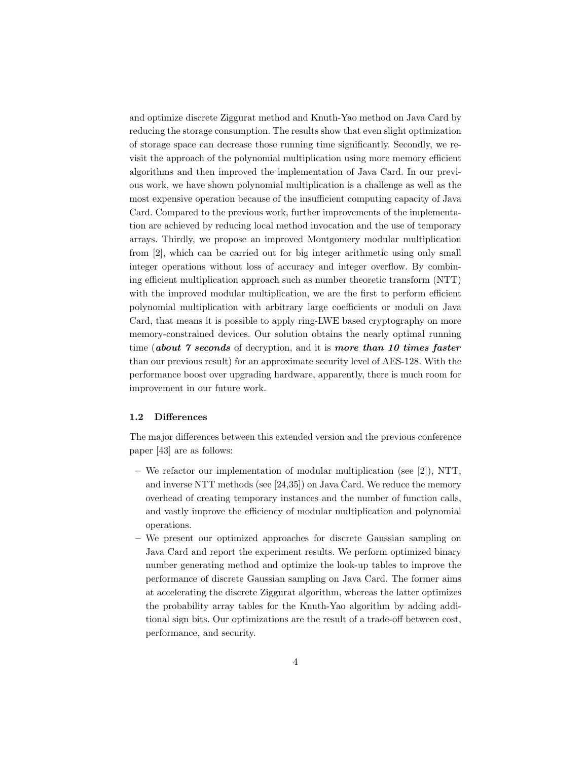and optimize discrete Ziggurat method and Knuth-Yao method on Java Card by reducing the storage consumption. The results show that even slight optimization of storage space can decrease those running time significantly. Secondly, we revisit the approach of the polynomial multiplication using more memory efficient algorithms and then improved the implementation of Java Card. In our previous work, we have shown polynomial multiplication is a challenge as well as the most expensive operation because of the insufficient computing capacity of Java Card. Compared to the previous work, further improvements of the implementation are achieved by reducing local method invocation and the use of temporary arrays. Thirdly, we propose an improved Montgomery modular multiplication from [2], which can be carried out for big integer arithmetic using only small integer operations without loss of accuracy and integer overflow. By combining efficient multiplication approach such as number theoretic transform (NTT) with the improved modular multiplication, we are the first to perform efficient polynomial multiplication with arbitrary large coefficients or moduli on Java Card, that means it is possible to apply ring-LWE based cryptography on more memory-constrained devices. Our solution obtains the nearly optimal running time (***about 7 seconds*** of decryption, and it is ***more than 10 times faster*** than our previous result) for an approximate security level of AES-128. With the performance boost over upgrading hardware, apparently, there is much room for improvement in our future work.

### 1.2 Differences

The major differences between this extended version and the previous conference paper [43] are as follows:

- We refactor our implementation of modular multiplication (see [2]), NTT, and inverse NTT methods (see [24,35]) on Java Card. We reduce the memory overhead of creating temporary instances and the number of function calls, and vastly improve the efficiency of modular multiplication and polynomial operations.
- We present our optimized approaches for discrete Gaussian sampling on Java Card and report the experiment results. We perform optimized binary number generating method and optimize the look-up tables to improve the performance of discrete Gaussian sampling on Java Card. The former aims at accelerating the discrete Ziggurat algorithm, whereas the latter optimizes the probability array tables for the Knuth-Yao algorithm by adding additional sign bits. Our optimizations are the result of a trade-off between cost, performance, and security.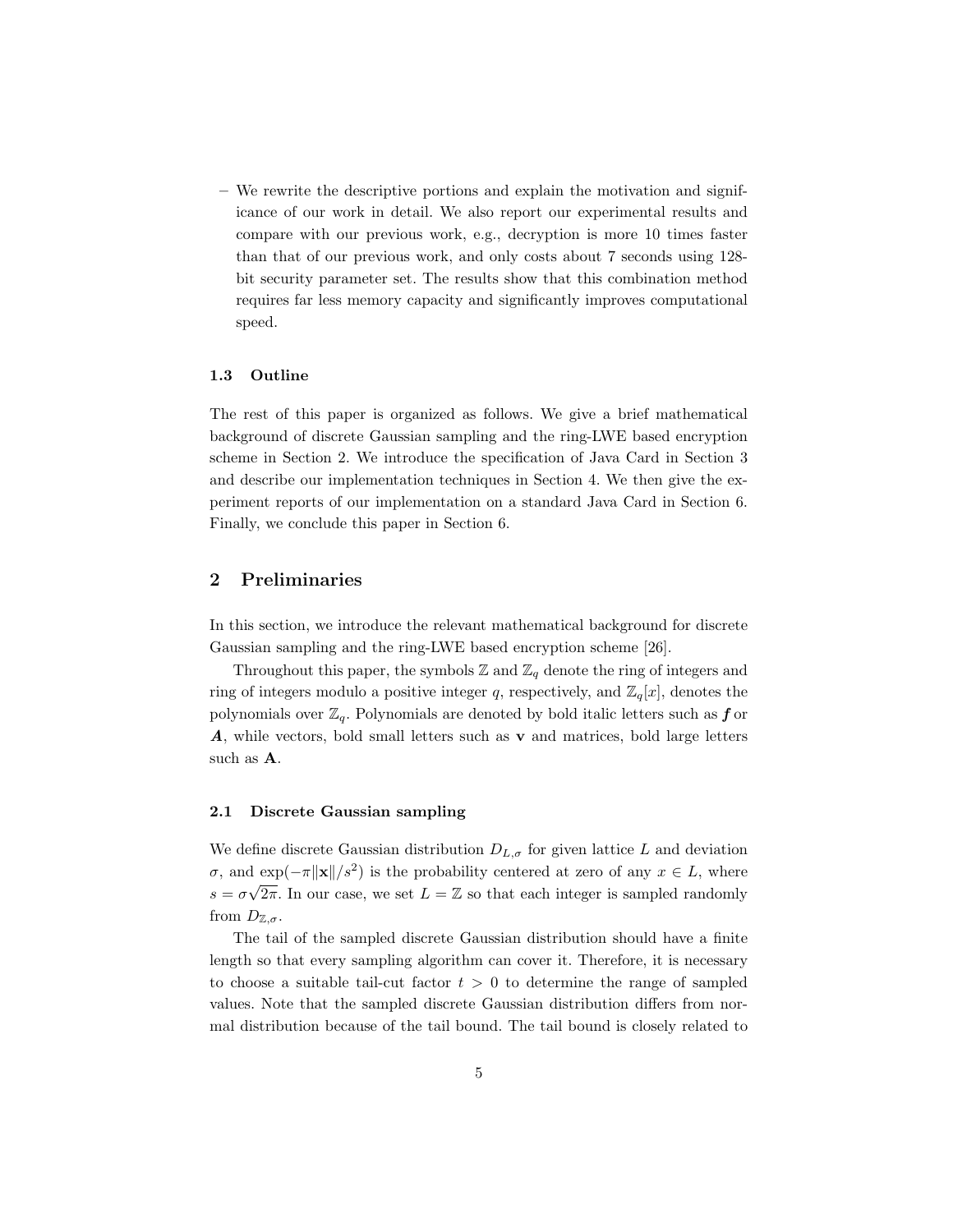– We rewrite the descriptive portions and explain the motivation and significance of our work in detail. We also report our experimental results and compare with our previous work, e.g., decryption is more 10 times faster than that of our previous work, and only costs about 7 seconds using 128-bit security parameter set. The results show that this combination method requires far less memory capacity and significantly improves computational speed.

### 1.3 Outline

The rest of this paper is organized as follows. We give a brief mathematical background of discrete Gaussian sampling and the ring-LWE based encryption scheme in Section 2. We introduce the specification of Java Card in Section 3 and describe our implementation techniques in Section 4. We then give the experiment reports of our implementation on a standard Java Card in Section 6. Finally, we conclude this paper in Section 6.

## 2 Preliminaries

In this section, we introduce the relevant mathematical background for discrete Gaussian sampling and the ring-LWE based encryption scheme [26].

Throughout this paper, the symbols $\mathbb{Z}$ and $\mathbb{Z}_q$ denote the ring of integers and ring of integers modulo a positive integer $q$, respectively, and $\mathbb{Z}_q[x]$, denotes the polynomials over $\mathbb{Z}_q$. Polynomials are denoted by bold italic letters such as $\boldsymbol{f}$ or $\boldsymbol{A}$, while vectors, bold small letters such as $\mathbf{v}$ and matrices, bold large letters such as $\mathbf{A}$.

### 2.1 Discrete Gaussian sampling

We define discrete Gaussian distribution $D_{L,\sigma}$ for given lattice $L$ and deviation $\sigma$, and $\exp(-\pi\|\mathbf{x}\|/s^2)$ is the probability centered at zero of any $x \in L$, where $s = \sigma\sqrt{2\pi}$. In our case, we set $L = \mathbb{Z}$ so that each integer is sampled randomly from $D_{\mathbb{Z},\sigma}$.

The tail of the sampled discrete Gaussian distribution should have a finite length so that every sampling algorithm can cover it. Therefore, it is necessary to choose a suitable tail-cut factor $t > 0$ to determine the range of sampled values. Note that the sampled discrete Gaussian distribution differs from normal distribution because of the tail bound. The tail bound is closely related to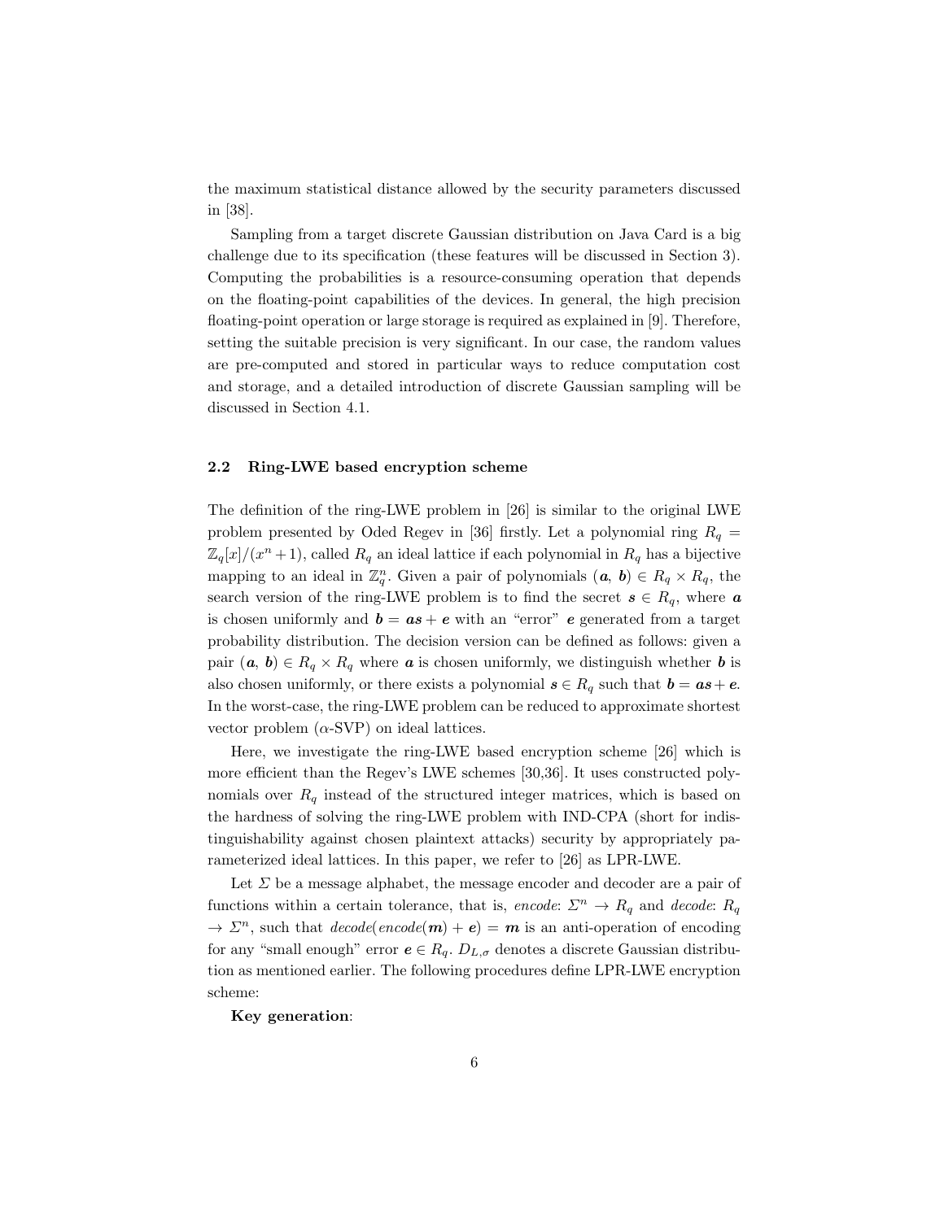the maximum statistical distance allowed by the security parameters discussed in [38].

Sampling from a target discrete Gaussian distribution on Java Card is a big challenge due to its specification (these features will be discussed in Section 3). Computing the probabilities is a resource-consuming operation that depends on the floating-point capabilities of the devices. In general, the high precision floating-point operation or large storage is required as explained in [9]. Therefore, setting the suitable precision is very significant. In our case, the random values are pre-computed and stored in particular ways to reduce computation cost and storage, and a detailed introduction of discrete Gaussian sampling will be discussed in Section 4.1.

### 2.2 Ring-LWE based encryption scheme

The definition of the ring-LWE problem in [26] is similar to the original LWE problem presented by Oded Regev in [36] firstly. Let a polynomial ring $R_q = \mathbb{Z}_q[x]/(x^n+1)$, called $R_q$ an ideal lattice if each polynomial in $R_q$ has a bijective mapping to an ideal in $\mathbb{Z}_q^n$. Given a pair of polynomials $(\boldsymbol{a},\, \boldsymbol{b}) \in R_q \times R_q$, the search version of the ring-LWE problem is to find the secret $\boldsymbol{s} \in R_q$, where $\boldsymbol{a}$ is chosen uniformly and $\boldsymbol{b} = \boldsymbol{a}\boldsymbol{s} + \boldsymbol{e}$ with an "error" $\boldsymbol{e}$ generated from a target probability distribution. The decision version can be defined as follows: given a pair $(\boldsymbol{a},\, \boldsymbol{b}) \in R_q \times R_q$ where $\boldsymbol{a}$ is chosen uniformly, we distinguish whether $\boldsymbol{b}$ is also chosen uniformly, or there exists a polynomial $\boldsymbol{s} \in R_q$ such that $\boldsymbol{b} = \boldsymbol{a}\boldsymbol{s} + \boldsymbol{e}$. In the worst-case, the ring-LWE problem can be reduced to approximate shortest vector problem ($\alpha$-SVP) on ideal lattices.

Here, we investigate the ring-LWE based encryption scheme [26] which is more efficient than the Regev's LWE schemes [30,36]. It uses constructed polynomials over $R_q$ instead of the structured integer matrices, which is based on the hardness of solving the ring-LWE problem with IND-CPA (short for indistinguishability against chosen plaintext attacks) security by appropriately parameterized ideal lattices. In this paper, we refer to [26] as LPR-LWE.

Let $\Sigma$ be a message alphabet, the message encoder and decoder are a pair of functions within a certain tolerance, that is, *encode*: $\Sigma^n \rightarrow R_q$ and *decode*: $R_q \rightarrow \Sigma^n$, such that $decode(encode(\boldsymbol{m}) + \boldsymbol{e}) = \boldsymbol{m}$ is an anti-operation of encoding for any "small enough" error $\boldsymbol{e} \in R_q$. $D_{L,\sigma}$ denotes a discrete Gaussian distribution as mentioned earlier. The following procedures define LPR-LWE encryption scheme:

**Key generation**: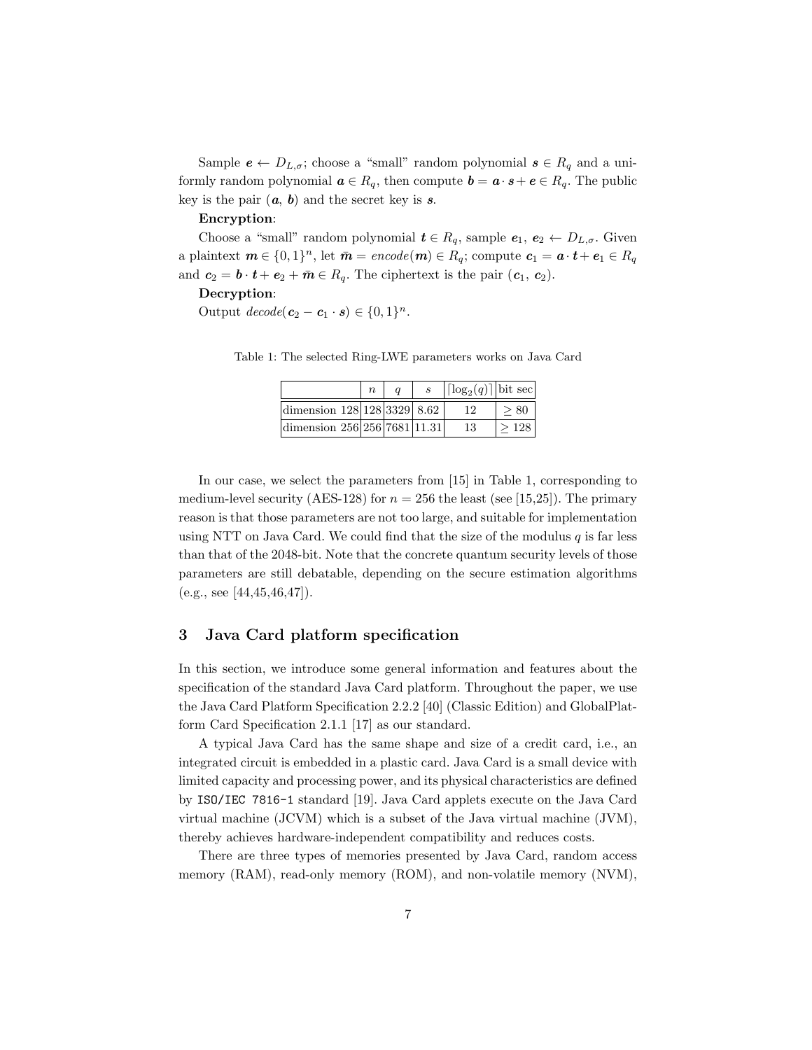Sample $\boldsymbol{e} \leftarrow D_{L,\sigma}$; choose a "small" random polynomial $\boldsymbol{s} \in R_q$ and a uniformly random polynomial $\boldsymbol{a} \in R_q$, then compute $\boldsymbol{b} = \boldsymbol{a} \cdot \boldsymbol{s} + \boldsymbol{e} \in R_q$. The public key is the pair $(\boldsymbol{a},\ \boldsymbol{b})$ and the secret key is $\boldsymbol{s}$.

**Encryption**:

Choose a "small" random polynomial $\boldsymbol{t} \in R_q$, sample $\boldsymbol{e}_1,\ \boldsymbol{e}_2 \leftarrow D_{L,\sigma}$. Given a plaintext $\boldsymbol{m} \in \{0,1\}^n$, let $\bar{\boldsymbol{m}} = encode(\boldsymbol{m}) \in R_q$; compute $\boldsymbol{c}_1 = \boldsymbol{a} \cdot \boldsymbol{t} + \boldsymbol{e}_1 \in R_q$ and $\boldsymbol{c}_2 = \boldsymbol{b} \cdot \boldsymbol{t} + \boldsymbol{e}_2 + \bar{\boldsymbol{m}} \in R_q$. The ciphertext is the pair $(\boldsymbol{c}_1,\ \boldsymbol{c}_2)$.

**Decryption**:

Output $decode(\boldsymbol{c}_2 - \boldsymbol{c}_1 \cdot \boldsymbol{s}) \in \{0,1\}^n$.

Table 1: The selected Ring-LWE parameters works on Java Card

| | $n$ | $q$ | $s$ | $\lceil \log_2(q) \rceil$ | bit sec |
|---|---|---|---|---|---|
| dimension 128 | 128 | 3329 | 8.62 | 12 | $\geq 80$ |
| dimension 256 | 256 | 7681 | 11.31 | 13 | $\geq 128$ |

In our case, we select the parameters from [15] in Table 1, corresponding to medium-level security (AES-128) for $n = 256$ the least (see [15,25]). The primary reason is that those parameters are not too large, and suitable for implementation using NTT on Java Card. We could find that the size of the modulus $q$ is far less than that of the 2048-bit. Note that the concrete quantum security levels of those parameters are still debatable, depending on the secure estimation algorithms (e.g., see [44,45,46,47]).

## 3 Java Card platform specification

In this section, we introduce some general information and features about the specification of the standard Java Card platform. Throughout the paper, we use the Java Card Platform Specification 2.2.2 [40] (Classic Edition) and GlobalPlatform Card Specification 2.1.1 [17] as our standard.

A typical Java Card has the same shape and size of a credit card, i.e., an integrated circuit is embedded in a plastic card. Java Card is a small device with limited capacity and processing power, and its physical characteristics are defined by `ISO/IEC 7816-1` standard [19]. Java Card applets execute on the Java Card virtual machine (JCVM) which is a subset of the Java virtual machine (JVM), thereby achieves hardware-independent compatibility and reduces costs.

There are three types of memories presented by Java Card, random access memory (RAM), read-only memory (ROM), and non-volatile memory (NVM),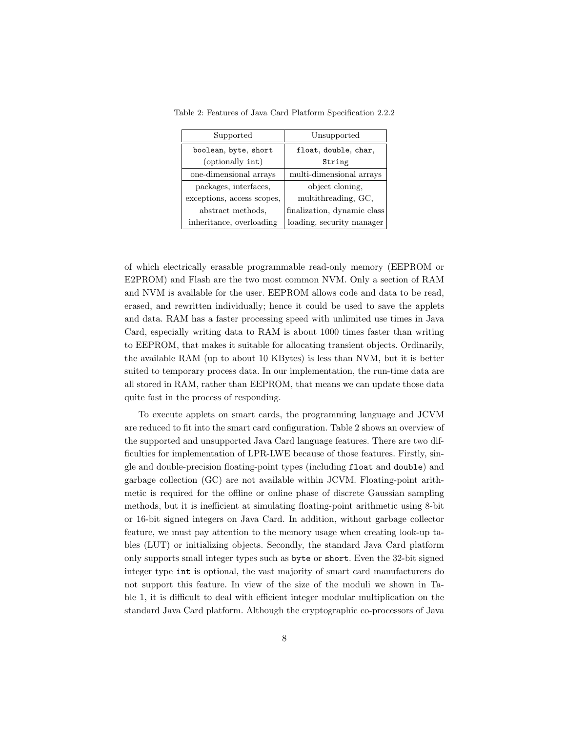Table 2: Features of Java Card Platform Specification 2.2.2

| Supported | Unsupported |
| --- | --- |
| `boolean`, `byte`, `short` (optionally `int`) | `float`, `double`, `char`, `String` |
| one-dimensional arrays | multi-dimensional arrays |
| packages, interfaces, exceptions, access scopes, abstract methods, inheritance, overloading | object cloning, multithreading, GC, finalization, dynamic class loading, security manager |

of which electrically erasable programmable read-only memory (EEPROM or E2PROM) and Flash are the two most common NVM. Only a section of RAM and NVM is available for the user. EEPROM allows code and data to be read, erased, and rewritten individually; hence it could be used to save the applets and data. RAM has a faster processing speed with unlimited use times in Java Card, especially writing data to RAM is about 1000 times faster than writing to EEPROM, that makes it suitable for allocating transient objects. Ordinarily, the available RAM (up to about 10 KBytes) is less than NVM, but it is better suited to temporary process data. In our implementation, the run-time data are all stored in RAM, rather than EEPROM, that means we can update those data quite fast in the process of responding.

To execute applets on smart cards, the programming language and JCVM are reduced to fit into the smart card configuration. Table 2 shows an overview of the supported and unsupported Java Card language features. There are two difficulties for implementation of LPR-LWE because of those features. Firstly, single and double-precision floating-point types (including `float` and `double`) and garbage collection (GC) are not available within JCVM. Floating-point arithmetic is required for the offline or online phase of discrete Gaussian sampling methods, but it is inefficient at simulating floating-point arithmetic using 8-bit or 16-bit signed integers on Java Card. In addition, without garbage collector feature, we must pay attention to the memory usage when creating look-up tables (LUT) or initializing objects. Secondly, the standard Java Card platform only supports small integer types such as `byte` or `short`. Even the 32-bit signed integer type `int` is optional, the vast majority of smart card manufacturers do not support this feature. In view of the size of the moduli we shown in Table 1, it is difficult to deal with efficient integer modular multiplication on the standard Java Card platform. Although the cryptographic co-processors of Java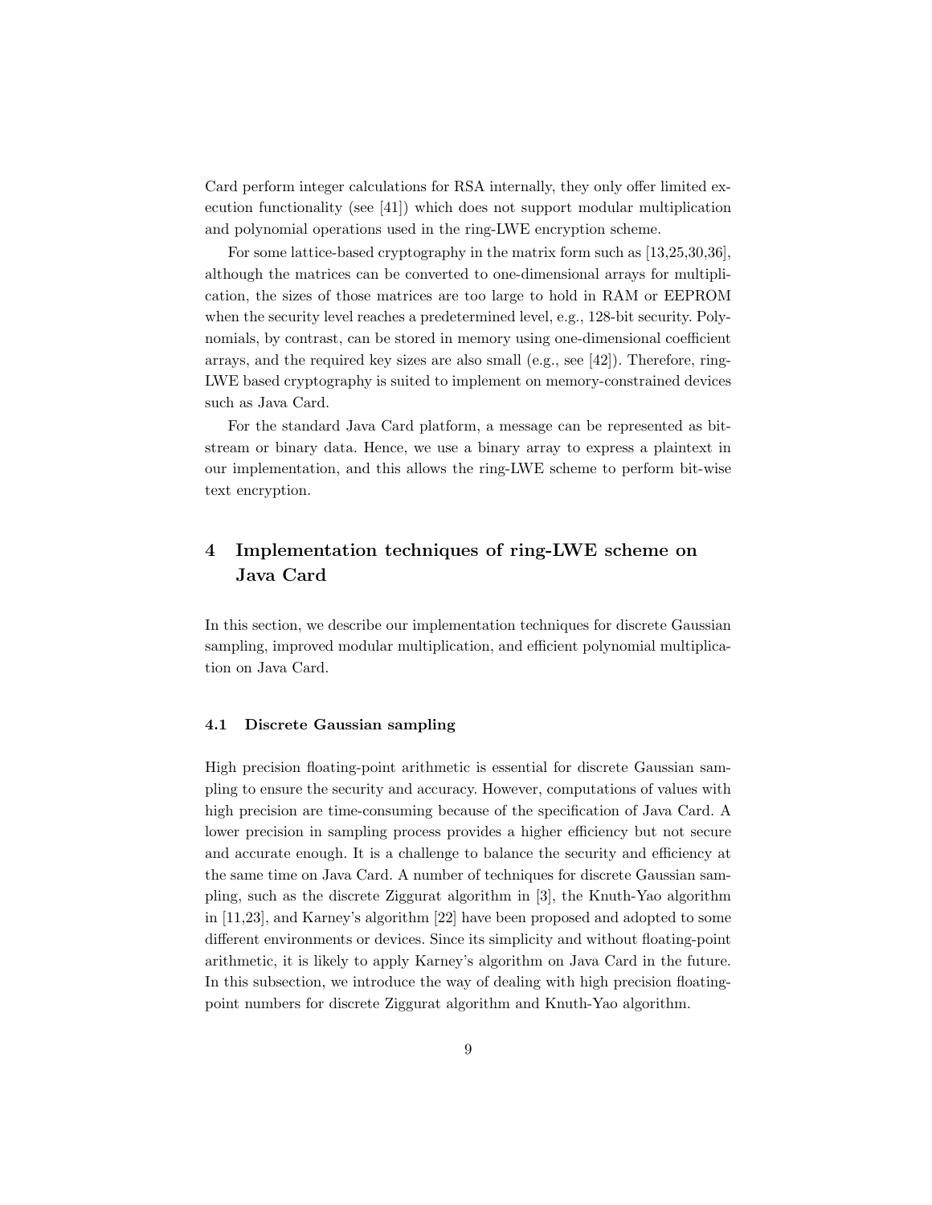Card perform integer calculations for RSA internally, they only offer limited execution functionality (see [41]) which does not support modular multiplication and polynomial operations used in the ring-LWE encryption scheme.

For some lattice-based cryptography in the matrix form such as [13,25,30,36], although the matrices can be converted to one-dimensional arrays for multiplication, the sizes of those matrices are too large to hold in RAM or EEPROM when the security level reaches a predetermined level, e.g., 128-bit security. Polynomials, by contrast, can be stored in memory using one-dimensional coefficient arrays, and the required key sizes are also small (e.g., see [42]). Therefore, ring-LWE based cryptography is suited to implement on memory-constrained devices such as Java Card.

For the standard Java Card platform, a message can be represented as bit-stream or binary data. Hence, we use a binary array to express a plaintext in our implementation, and this allows the ring-LWE scheme to perform bit-wise text encryption.

## 4 Implementation techniques of ring-LWE scheme on Java Card

In this section, we describe our implementation techniques for discrete Gaussian sampling, improved modular multiplication, and efficient polynomial multiplication on Java Card.

### 4.1 Discrete Gaussian sampling

High precision floating-point arithmetic is essential for discrete Gaussian sampling to ensure the security and accuracy. However, computations of values with high precision are time-consuming because of the specification of Java Card. A lower precision in sampling process provides a higher efficiency but not secure and accurate enough. It is a challenge to balance the security and efficiency at the same time on Java Card. A number of techniques for discrete Gaussian sampling, such as the discrete Ziggurat algorithm in [3], the Knuth-Yao algorithm in [11,23], and Karney's algorithm [22] have been proposed and adopted to some different environments or devices. Since its simplicity and without floating-point arithmetic, it is likely to apply Karney's algorithm on Java Card in the future. In this subsection, we introduce the way of dealing with high precision floating-point numbers for discrete Ziggurat algorithm and Knuth-Yao algorithm.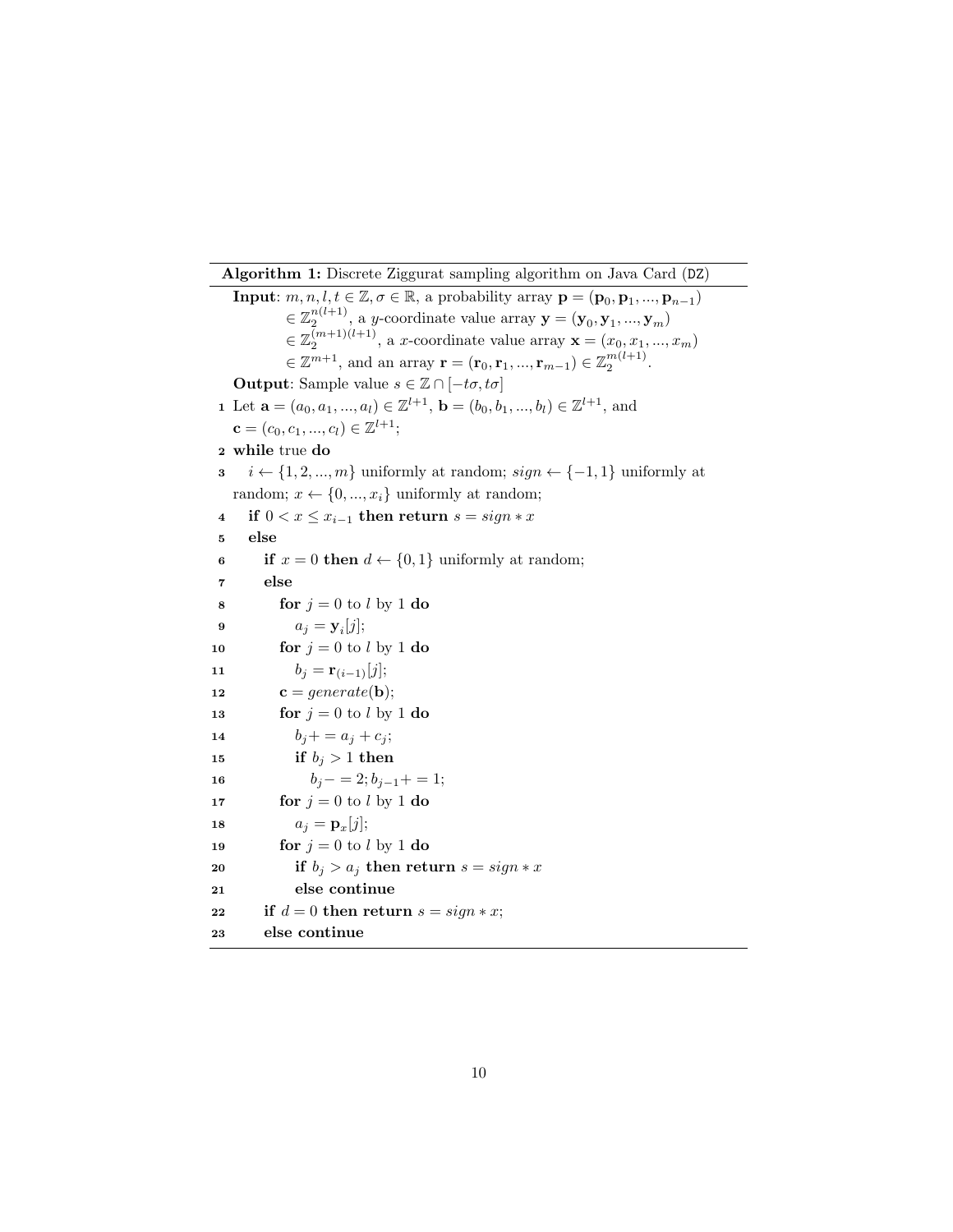**Algorithm 1:** Discrete Ziggurat sampling algorithm on Java Card (DZ)

**Input**: $m, n, l, t \in \mathbb{Z}, \sigma \in \mathbb{R}$, a probability array $\mathbf{p} = (\mathbf{p}_0, \mathbf{p}_1, ..., \mathbf{p}_{n-1}) \in \mathbb{Z}_2^{n(l+1)}$, a $y$-coordinate value array $\mathbf{y} = (\mathbf{y}_0, \mathbf{y}_1, ..., \mathbf{y}_m) \in \mathbb{Z}_2^{(m+1)(l+1)}$, a $x$-coordinate value array $\mathbf{x} = (x_0, x_1, ..., x_m) \in \mathbb{Z}^{m+1}$, and an array $\mathbf{r} = (\mathbf{r}_0, \mathbf{r}_1, ..., \mathbf{r}_{m-1}) \in \mathbb{Z}_2^{m(l+1)}$.

**Output**: Sample value $s \in \mathbb{Z} \cap [-t\sigma, t\sigma]$

```
1  Let a = (a_0, a_1, ..., a_l) ∈ Z^{l+1}, b = (b_0, b_1, ..., b_l) ∈ Z^{l+1}, and
   c = (c_0, c_1, ..., c_l) ∈ Z^{l+1};
2  while true do
3      i ← {1, 2, ..., m} uniformly at random; sign ← {−1, 1} uniformly at
       random; x ← {0, ..., x_i} uniformly at random;
4      if 0 < x ≤ x_{i−1} then return s = sign * x
5      else
6          if x = 0 then d ← {0, 1} uniformly at random;
7          else
8              for j = 0 to l by 1 do
9                  a_j = y_i[j];
10             for j = 0 to l by 1 do
11                 b_j = r_(i−1)[j];
12             c = generate(b);
13             for j = 0 to l by 1 do
14                 b_j += a_j + c_j;
15                 if b_j > 1 then
16                     b_j −= 2; b_{j−1} += 1;
17             for j = 0 to l by 1 do
18                 a_j = p_x[j];
19             for j = 0 to l by 1 do
20                 if b_j > a_j then return s = sign * x
21                 else continue
22         if d = 0 then return s = sign * x;
23         else continue
```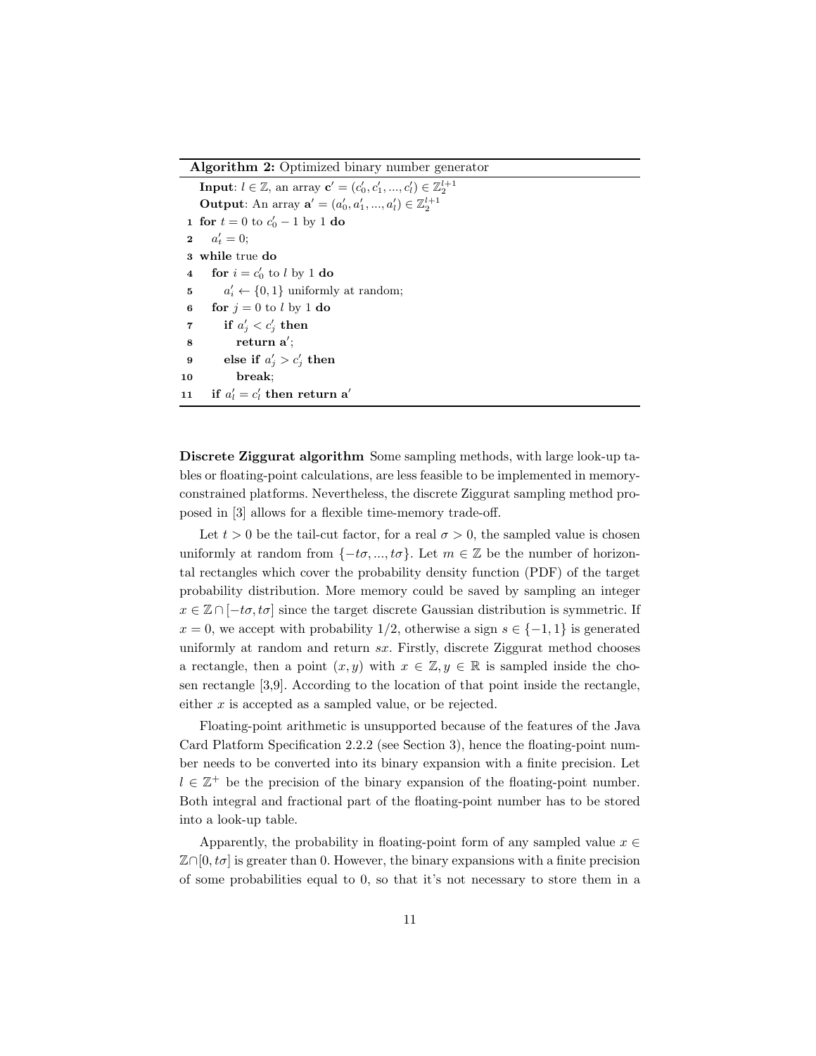**Algorithm 2:** Optimized binary number generator

```
Input: l ∈ ℤ, an array c' = (c'_0, c'_1, ..., c'_l) ∈ ℤ_2^{l+1}
Output: An array a' = (a'_0, a'_1, ..., a'_l) ∈ ℤ_2^{l+1}
1  for t = 0 to c'_0 − 1 by 1 do
2      a'_t = 0;
3  while true do
4      for i = c'_0 to l by 1 do
5          a'_i ← {0, 1} uniformly at random;
6      for j = 0 to l by 1 do
7          if a'_j < c'_j then
8              return a';
9          else if a'_j > c'_j then
10             break;
11     if a'_l = c'_l then return a'
```

**Discrete Ziggurat algorithm** Some sampling methods, with large look-up tables or floating-point calculations, are less feasible to be implemented in memory-constrained platforms. Nevertheless, the discrete Ziggurat sampling method proposed in [3] allows for a flexible time-memory trade-off.

Let $t > 0$ be the tail-cut factor, for a real $\sigma > 0$, the sampled value is chosen uniformly at random from $\{-t\sigma, ..., t\sigma\}$. Let $m \in \mathbb{Z}$ be the number of horizontal rectangles which cover the probability density function (PDF) of the target probability distribution. More memory could be saved by sampling an integer $x \in \mathbb{Z} \cap [-t\sigma, t\sigma]$ since the target discrete Gaussian distribution is symmetric. If $x = 0$, we accept with probability $1/2$, otherwise a sign $s \in \{-1, 1\}$ is generated uniformly at random and return $sx$. Firstly, discrete Ziggurat method chooses a rectangle, then a point $(x, y)$ with $x \in \mathbb{Z}, y \in \mathbb{R}$ is sampled inside the chosen rectangle [3,9]. According to the location of that point inside the rectangle, either $x$ is accepted as a sampled value, or be rejected.

Floating-point arithmetic is unsupported because of the features of the Java Card Platform Specification 2.2.2 (see Section 3), hence the floating-point number needs to be converted into its binary expansion with a finite precision. Let $l \in \mathbb{Z}^+$ be the precision of the binary expansion of the floating-point number. Both integral and fractional part of the floating-point number has to be stored into a look-up table.

Apparently, the probability in floating-point form of any sampled value $x \in \mathbb{Z} \cap [0, t\sigma]$ is greater than 0. However, the binary expansions with a finite precision of some probabilities equal to 0, so that it's not necessary to store them in a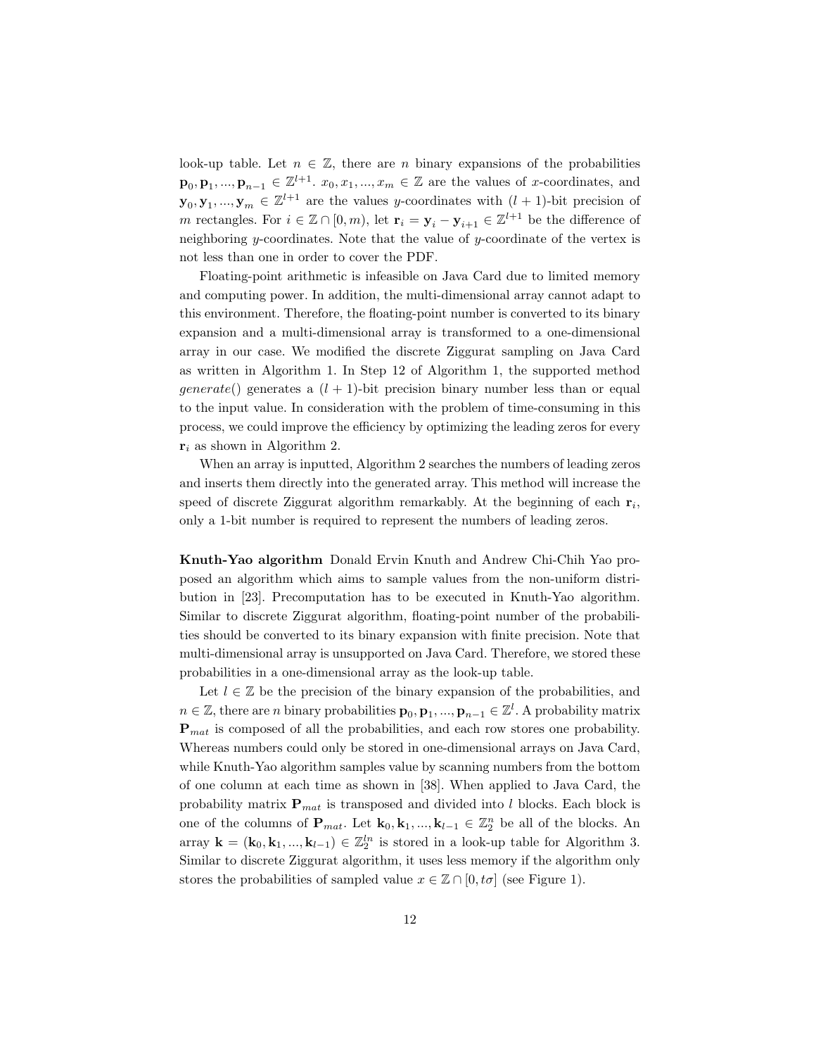look-up table. Let $n \in \mathbb{Z}$, there are $n$ binary expansions of the probabilities $\mathbf{p}_0, \mathbf{p}_1, ..., \mathbf{p}_{n-1} \in \mathbb{Z}^{l+1}$. $x_0, x_1, ..., x_m \in \mathbb{Z}$ are the values of $x$-coordinates, and $\mathbf{y}_0, \mathbf{y}_1, ..., \mathbf{y}_m \in \mathbb{Z}^{l+1}$ are the values $y$-coordinates with $(l+1)$-bit precision of $m$ rectangles. For $i \in \mathbb{Z} \cap [0, m)$, let $\mathbf{r}_i = \mathbf{y}_i - \mathbf{y}_{i+1} \in \mathbb{Z}^{l+1}$ be the difference of neighboring $y$-coordinates. Note that the value of $y$-coordinate of the vertex is not less than one in order to cover the PDF.

Floating-point arithmetic is infeasible on Java Card due to limited memory and computing power. In addition, the multi-dimensional array cannot adapt to this environment. Therefore, the floating-point number is converted to its binary expansion and a multi-dimensional array is transformed to a one-dimensional array in our case. We modified the discrete Ziggurat sampling on Java Card as written in Algorithm 1. In Step 12 of Algorithm 1, the supported method *generate*() generates a $(l+1)$-bit precision binary number less than or equal to the input value. In consideration with the problem of time-consuming in this process, we could improve the efficiency by optimizing the leading zeros for every $\mathbf{r}_i$ as shown in Algorithm 2.

When an array is inputted, Algorithm 2 searches the numbers of leading zeros and inserts them directly into the generated array. This method will increase the speed of discrete Ziggurat algorithm remarkably. At the beginning of each $\mathbf{r}_i$, only a 1-bit number is required to represent the numbers of leading zeros.

**Knuth-Yao algorithm** Donald Ervin Knuth and Andrew Chi-Chih Yao proposed an algorithm which aims to sample values from the non-uniform distribution in [23]. Precomputation has to be executed in Knuth-Yao algorithm. Similar to discrete Ziggurat algorithm, floating-point number of the probabilities should be converted to its binary expansion with finite precision. Note that multi-dimensional array is unsupported on Java Card. Therefore, we stored these probabilities in a one-dimensional array as the look-up table.

Let $l \in \mathbb{Z}$ be the precision of the binary expansion of the probabilities, and $n \in \mathbb{Z}$, there are $n$ binary probabilities $\mathbf{p}_0, \mathbf{p}_1, ..., \mathbf{p}_{n-1} \in \mathbb{Z}^l$. A probability matrix $\mathbf{P}_{mat}$ is composed of all the probabilities, and each row stores one probability. Whereas numbers could only be stored in one-dimensional arrays on Java Card, while Knuth-Yao algorithm samples value by scanning numbers from the bottom of one column at each time as shown in [38]. When applied to Java Card, the probability matrix $\mathbf{P}_{mat}$ is transposed and divided into $l$ blocks. Each block is one of the columns of $\mathbf{P}_{mat}$. Let $\mathbf{k}_0, \mathbf{k}_1, ..., \mathbf{k}_{l-1} \in \mathbb{Z}_2^n$ be all of the blocks. An array $\mathbf{k} = (\mathbf{k}_0, \mathbf{k}_1, ..., \mathbf{k}_{l-1}) \in \mathbb{Z}_2^{ln}$ is stored in a look-up table for Algorithm 3. Similar to discrete Ziggurat algorithm, it uses less memory if the algorithm only stores the probabilities of sampled value $x \in \mathbb{Z} \cap [0, t\sigma]$ (see Figure 1).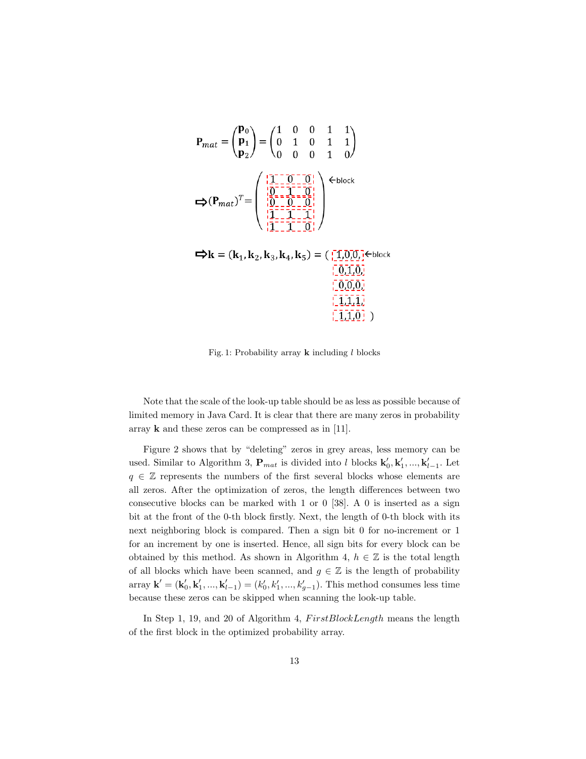$$\mathbf{P}_{mat} = \begin{pmatrix} \mathbf{p}_0 \\ \mathbf{p}_1 \\ \mathbf{p}_2 \end{pmatrix} = \begin{pmatrix} 1 & 0 & 0 & 1 & 1 \\ 0 & 1 & 0 & 1 & 1 \\ 0 & 0 & 0 & 1 & 0 \end{pmatrix}$$

$$\Rightarrow (\mathbf{P}_{mat})^T = \begin{pmatrix} 1 & 0 & 0 \\ 0 & 1 & 0 \\ 0 & 0 & 0 \\ 1 & 1 & 1 \\ 1 & 1 & 0 \end{pmatrix} \leftarrow \text{block}$$

$$\Rightarrow \mathbf{k} = (\mathbf{k}_1, \mathbf{k}_2, \mathbf{k}_3, \mathbf{k}_4, \mathbf{k}_5) = (1,0,0, \leftarrow \text{block} \; 0,1,0, \; 0,0,0, \; 1,1,1, \; 1,1,0)$$

Fig. 1: Probability array $\mathbf{k}$ including $l$ blocks

Note that the scale of the look-up table should be as less as possible because of limited memory in Java Card. It is clear that there are many zeros in probability array $\mathbf{k}$ and these zeros can be compressed as in [11].

Figure 2 shows that by "deleting" zeros in grey areas, less memory can be used. Similar to Algorithm 3, $\mathbf{P}_{mat}$ is divided into $l$ blocks $\mathbf{k}'_0, \mathbf{k}'_1, ..., \mathbf{k}'_{l-1}$. Let $q \in \mathbb{Z}$ represents the numbers of the first several blocks whose elements are all zeros. After the optimization of zeros, the length differences between two consecutive blocks can be marked with 1 or 0 [38]. A 0 is inserted as a sign bit at the front of the 0-th block firstly. Next, the length of 0-th block with its next neighboring block is compared. Then a sign bit 0 for no-increment or 1 for an increment by one is inserted. Hence, all sign bits for every block can be obtained by this method. As shown in Algorithm 4, $h \in \mathbb{Z}$ is the total length of all blocks which have been scanned, and $g \in \mathbb{Z}$ is the length of probability array $\mathbf{k}' = (\mathbf{k}'_0, \mathbf{k}'_1, ..., \mathbf{k}'_{l-1}) = (k'_0, k'_1, ..., k'_{g-1})$. This method consumes less time because these zeros can be skipped when scanning the look-up table.

In Step 1, 19, and 20 of Algorithm 4, $FirstBlockLength$ means the length of the first block in the optimized probability array.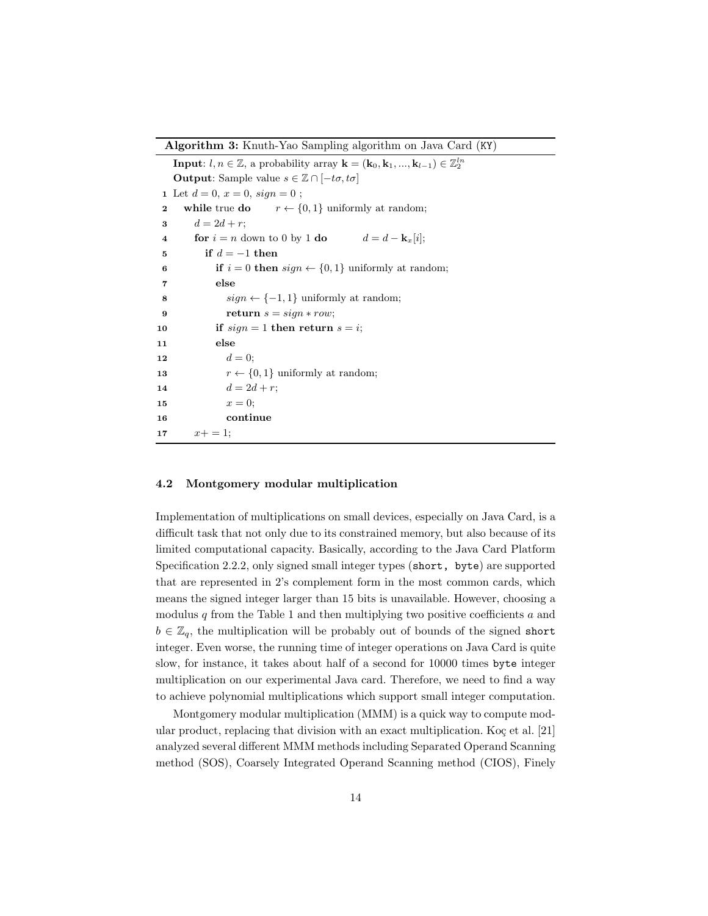**Algorithm 3:** Knuth-Yao Sampling algorithm on Java Card (KY)

**Input**: $l, n \in \mathbb{Z}$, a probability array $\mathbf{k} = (\mathbf{k}_0, \mathbf{k}_1, ..., \mathbf{k}_{l-1}) \in \mathbb{Z}_2^{ln}$
**Output**: Sample value $s \in \mathbb{Z} \cap [-t\sigma, t\sigma]$

```
1  Let d = 0, x = 0, sign = 0 ;
2    while true do        r ← {0,1} uniformly at random;
3      d = 2d + r;
4      for i = n down to 0 by 1 do        d = d − k_x[i];
5        if d = −1 then
6          if i = 0 then sign ← {0,1} uniformly at random;
7          else
8            sign ← {−1,1} uniformly at random;
9            return s = sign ∗ row;
10         if sign = 1 then return s = i;
11         else
12           d = 0;
13           r ← {0,1} uniformly at random;
14           d = 2d + r;
15           x = 0;
16           continue
17     x+ = 1;
```

### 4.2 Montgomery modular multiplication

Implementation of multiplications on small devices, especially on Java Card, is a difficult task that not only due to its constrained memory, but also because of its limited computational capacity. Basically, according to the Java Card Platform Specification 2.2.2, only signed small integer types (`short, byte`) are supported that are represented in 2's complement form in the most common cards, which means the signed integer larger than 15 bits is unavailable. However, choosing a modulus $q$ from the Table 1 and then multiplying two positive coefficients $a$ and $b \in \mathbb{Z}_q$, the multiplication will be probably out of bounds of the signed `short` integer. Even worse, the running time of integer operations on Java Card is quite slow, for instance, it takes about half of a second for 10000 times `byte` integer multiplication on our experimental Java card. Therefore, we need to find a way to achieve polynomial multiplications which support small integer computation.

Montgomery modular multiplication (MMM) is a quick way to compute modular product, replacing that division with an exact multiplication. Koç et al. [21] analyzed several different MMM methods including Separated Operand Scanning method (SOS), Coarsely Integrated Operand Scanning method (CIOS), Finely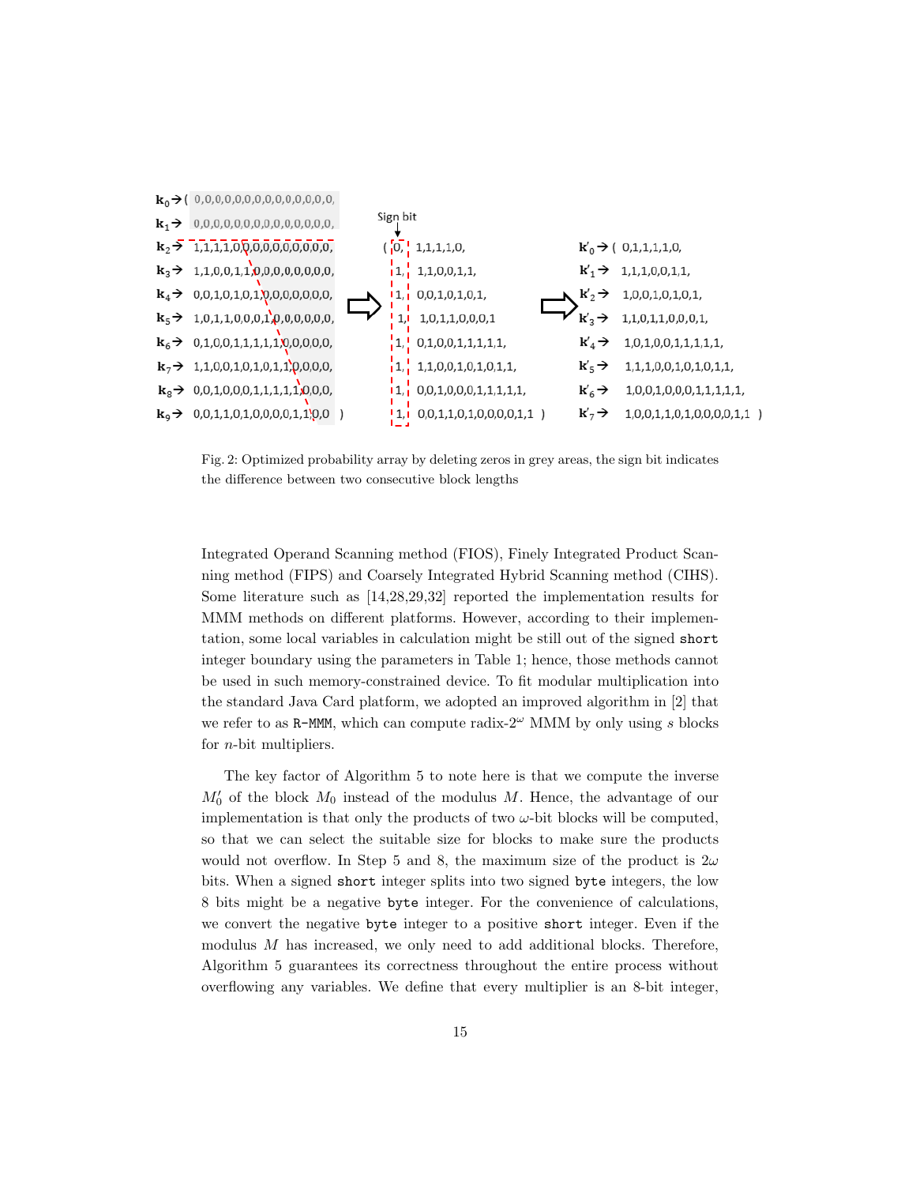$\mathbf{k}_0 \rightarrow$ ( 0,0,0,0,0,0,0,0,0,0,0,0,0,0,
$\mathbf{k}_1 \rightarrow$ 0,0,0,0,0,0,0,0,0,0,0,0,0,0,
$\mathbf{k}_2 \rightarrow$ 1,1,1,1,0,0,0,0,0,0,0,0,0,0,
$\mathbf{k}_3 \rightarrow$ 1,1,0,0,1,1,0,0,0,0,0,0,0,0,
$\mathbf{k}_4 \rightarrow$ 0,0,1,0,1,0,1,0,0,0,0,0,0,0,
$\mathbf{k}_5 \rightarrow$ 1,0,1,1,0,0,0,1,0,0,0,0,0,0,
$\mathbf{k}_6 \rightarrow$ 0,1,0,0,1,1,1,1,1,0,0,0,0,0,
$\mathbf{k}_7 \rightarrow$ 1,1,0,0,1,0,1,0,1,1,0,0,0,0,
$\mathbf{k}_8 \rightarrow$ 0,0,1,0,0,0,1,1,1,1,1,0,0,0,
$\mathbf{k}_9 \rightarrow$ 0,0,1,1,0,1,0,0,0,0,1,1,0,0 )

Sign bit

( 0, 1,1,1,1,0,
1, 1,1,0,0,1,1,
1, 0,0,1,0,1,0,1,
1, 1,0,1,1,0,0,0,1
1, 0,1,0,0,1,1,1,1,1,
1, 1,1,0,0,1,0,1,0,1,1,
1, 0,0,1,0,0,0,1,1,1,1,1,
1, 0,0,1,1,0,1,0,0,0,0,1,1 )

$\mathbf{k}'_0 \rightarrow$ ( 0,1,1,1,1,0,
$\mathbf{k}'_1 \rightarrow$ 1,1,1,0,0,1,1,
$\mathbf{k}'_2 \rightarrow$ 1,0,0,1,0,1,0,1,
$\mathbf{k}'_3 \rightarrow$ 1,1,0,1,1,0,0,0,1,
$\mathbf{k}'_4 \rightarrow$ 1,0,1,0,0,1,1,1,1,1,
$\mathbf{k}'_5 \rightarrow$ 1,1,1,0,0,1,0,1,0,1,1,
$\mathbf{k}'_6 \rightarrow$ 1,0,0,1,0,0,0,1,1,1,1,1,
$\mathbf{k}'_7 \rightarrow$ 1,0,0,1,1,0,1,0,0,0,0,1,1 )

Fig. 2: Optimized probability array by deleting zeros in grey areas, the sign bit indicates the difference between two consecutive block lengths

Integrated Operand Scanning method (FIOS), Finely Integrated Product Scanning method (FIPS) and Coarsely Integrated Hybrid Scanning method (CIHS). Some literature such as [14,28,29,32] reported the implementation results for MMM methods on different platforms. However, according to their implementation, some local variables in calculation might be still out of the signed `short` integer boundary using the parameters in Table 1; hence, those methods cannot be used in such memory-constrained device. To fit modular multiplication into the standard Java Card platform, we adopted an improved algorithm in [2] that we refer to as `R-MMM`, which can compute radix-$2^{\omega}$ MMM by only using $s$ blocks for $n$-bit multipliers.

The key factor of Algorithm 5 to note here is that we compute the inverse $M_0'$ of the block $M_0$ instead of the modulus $M$. Hence, the advantage of our implementation is that only the products of two $\omega$-bit blocks will be computed, so that we can select the suitable size for blocks to make sure the products would not overflow. In Step 5 and 8, the maximum size of the product is $2\omega$ bits. When a signed `short` integer splits into two signed `byte` integers, the low 8 bits might be a negative `byte` integer. For the convenience of calculations, we convert the negative `byte` integer to a positive `short` integer. Even if the modulus $M$ has increased, we only need to add additional blocks. Therefore, Algorithm 5 guarantees its correctness throughout the entire process without overflowing any variables. We define that every multiplier is an 8-bit integer,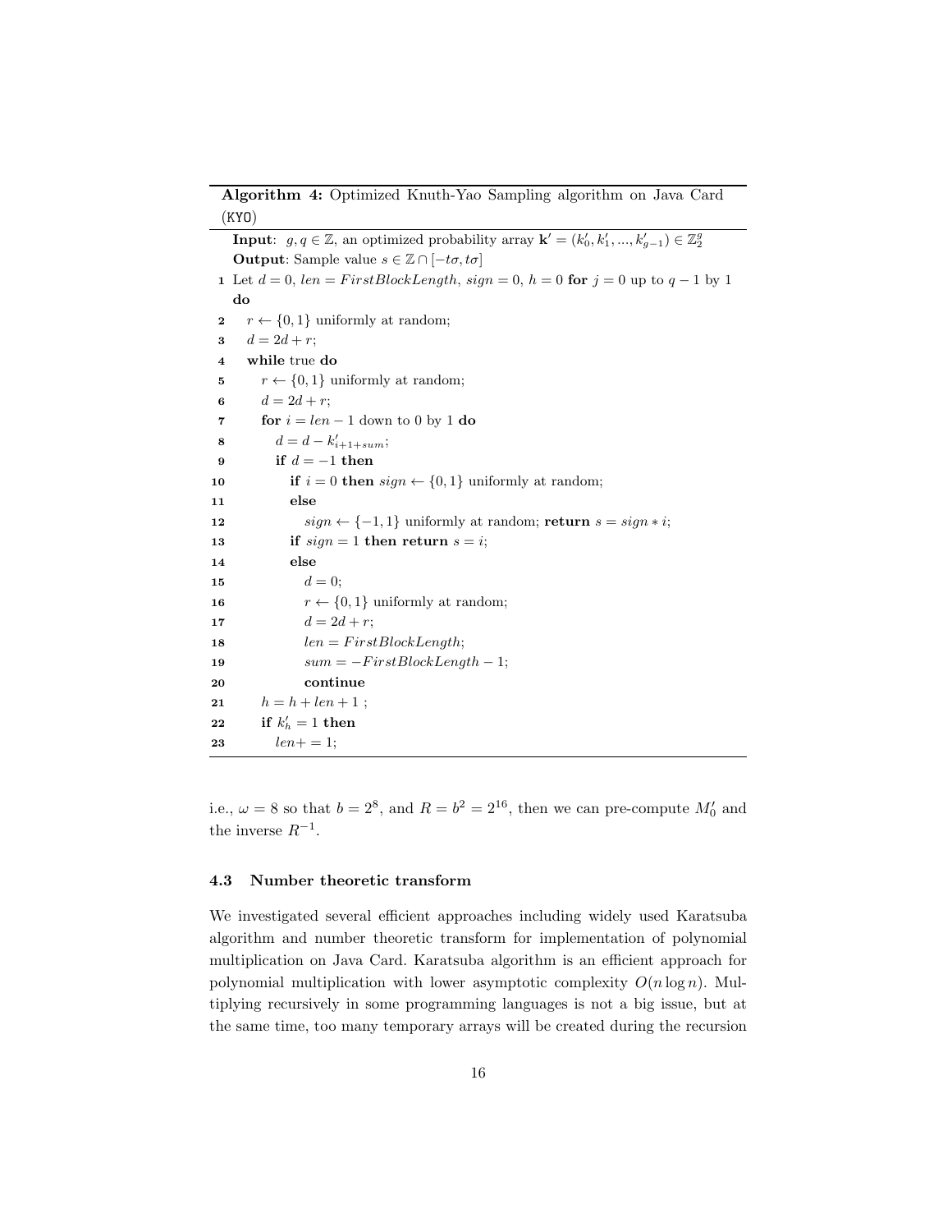**Algorithm 4:** Optimized Knuth-Yao Sampling algorithm on Java Card (KYO)

**Input**: $g, q \in \mathbb{Z}$, an optimized probability array $\mathbf{k}' = (k'_0, k'_1, ..., k'_{g-1}) \in \mathbb{Z}_2^g$

**Output**: Sample value $s \in \mathbb{Z} \cap [-t\sigma, t\sigma]$

```
1  Let d = 0, len = FirstBlockLength, sign = 0, h = 0 for j = 0 up to q − 1 by 1
   do
2      r ← {0, 1} uniformly at random;
3      d = 2d + r;
4      while true do
5          r ← {0, 1} uniformly at random;
6          d = 2d + r;
7          for i = len − 1 down to 0 by 1 do
8              d = d − k'_{i+1+sum};
9              if d = −1 then
10                 if i = 0 then sign ← {0, 1} uniformly at random;
11                 else
12                     sign ← {−1, 1} uniformly at random; return s = sign ∗ i;
13                 if sign = 1 then return s = i;
14                 else
15                     d = 0;
16                     r ← {0, 1} uniformly at random;
17                     d = 2d + r;
18                     len = FirstBlockLength;
19                     sum = −FirstBlockLength − 1;
20                     continue
21         h = h + len + 1 ;
22         if k'_h = 1 then
23             len+ = 1;
```

i.e., $\omega = 8$ so that $b = 2^8$, and $R = b^2 = 2^{16}$, then we can pre-compute $M'_0$ and the inverse $R^{-1}$.

### 4.3 Number theoretic transform

We investigated several efficient approaches including widely used Karatsuba algorithm and number theoretic transform for implementation of polynomial multiplication on Java Card. Karatsuba algorithm is an efficient approach for polynomial multiplication with lower asymptotic complexity $O(n \log n)$. Multiplying recursively in some programming languages is not a big issue, but at the same time, too many temporary arrays will be created during the recursion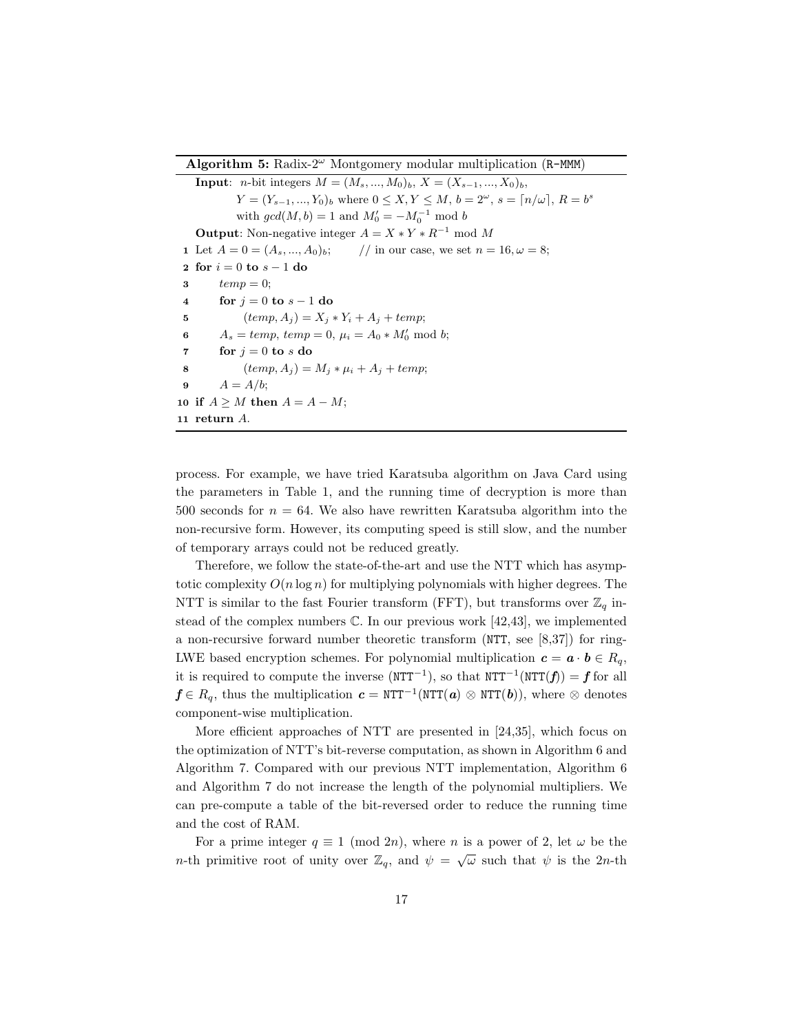**Algorithm 5:** Radix-$2^\omega$ Montgomery modular multiplication (R-MMM)

```
   Input: n-bit integers M = (M_s, ..., M_0)_b, X = (X_{s-1}, ..., X_0)_b,
          Y = (Y_{s-1}, ..., Y_0)_b where 0 ≤ X, Y ≤ M, b = 2^ω, s = ⌈n/ω⌉, R = b^s
          with gcd(M, b) = 1 and M'_0 = -M_0^{-1} mod b
   Output: Non-negative integer A = X * Y * R^{-1} mod M
 1 Let A = 0 = (A_s, ..., A_0)_b;        // in our case, we set n = 16, ω = 8;
 2 for i = 0 to s - 1 do
 3     temp = 0;
 4     for j = 0 to s - 1 do
 5         (temp, A_j) = X_j * Y_i + A_j + temp;
 6     A_s = temp, temp = 0, μ_i = A_0 * M'_0 mod b;
 7     for j = 0 to s do
 8         (temp, A_j) = M_j * μ_i + A_j + temp;
 9     A = A/b;
10 if A ≥ M then A = A - M;
11 return A.
```

process. For example, we have tried Karatsuba algorithm on Java Card using the parameters in Table 1, and the running time of decryption is more than 500 seconds for $n = 64$. We also have rewritten Karatsuba algorithm into the non-recursive form. However, its computing speed is still slow, and the number of temporary arrays could not be reduced greatly.

Therefore, we follow the state-of-the-art and use the NTT which has asymptotic complexity $O(n \log n)$ for multiplying polynomials with higher degrees. The NTT is similar to the fast Fourier transform (FFT), but transforms over $\mathbb{Z}_q$ instead of the complex numbers $\mathbb{C}$. In our previous work [42,43], we implemented a non-recursive forward number theoretic transform (NTT, see [8,37]) for ring-LWE based encryption schemes. For polynomial multiplication $\boldsymbol{c} = \boldsymbol{a} \cdot \boldsymbol{b} \in R_q$, it is required to compute the inverse ($\mathtt{NTT}^{-1}$), so that $\mathtt{NTT}^{-1}(\mathtt{NTT}(\boldsymbol{f})) = \boldsymbol{f}$ for all $\boldsymbol{f} \in R_q$, thus the multiplication $\boldsymbol{c} = \mathtt{NTT}^{-1}(\mathtt{NTT}(\boldsymbol{a}) \otimes \mathtt{NTT}(\boldsymbol{b}))$, where $\otimes$ denotes component-wise multiplication.

More efficient approaches of NTT are presented in [24,35], which focus on the optimization of NTT's bit-reverse computation, as shown in Algorithm 6 and Algorithm 7. Compared with our previous NTT implementation, Algorithm 6 and Algorithm 7 do not increase the length of the polynomial multipliers. We can pre-compute a table of the bit-reversed order to reduce the running time and the cost of RAM.

For a prime integer $q \equiv 1 \pmod{2n}$, where $n$ is a power of 2, let $\omega$ be the $n$-th primitive root of unity over $\mathbb{Z}_q$, and $\psi = \sqrt{\omega}$ such that $\psi$ is the $2n$-th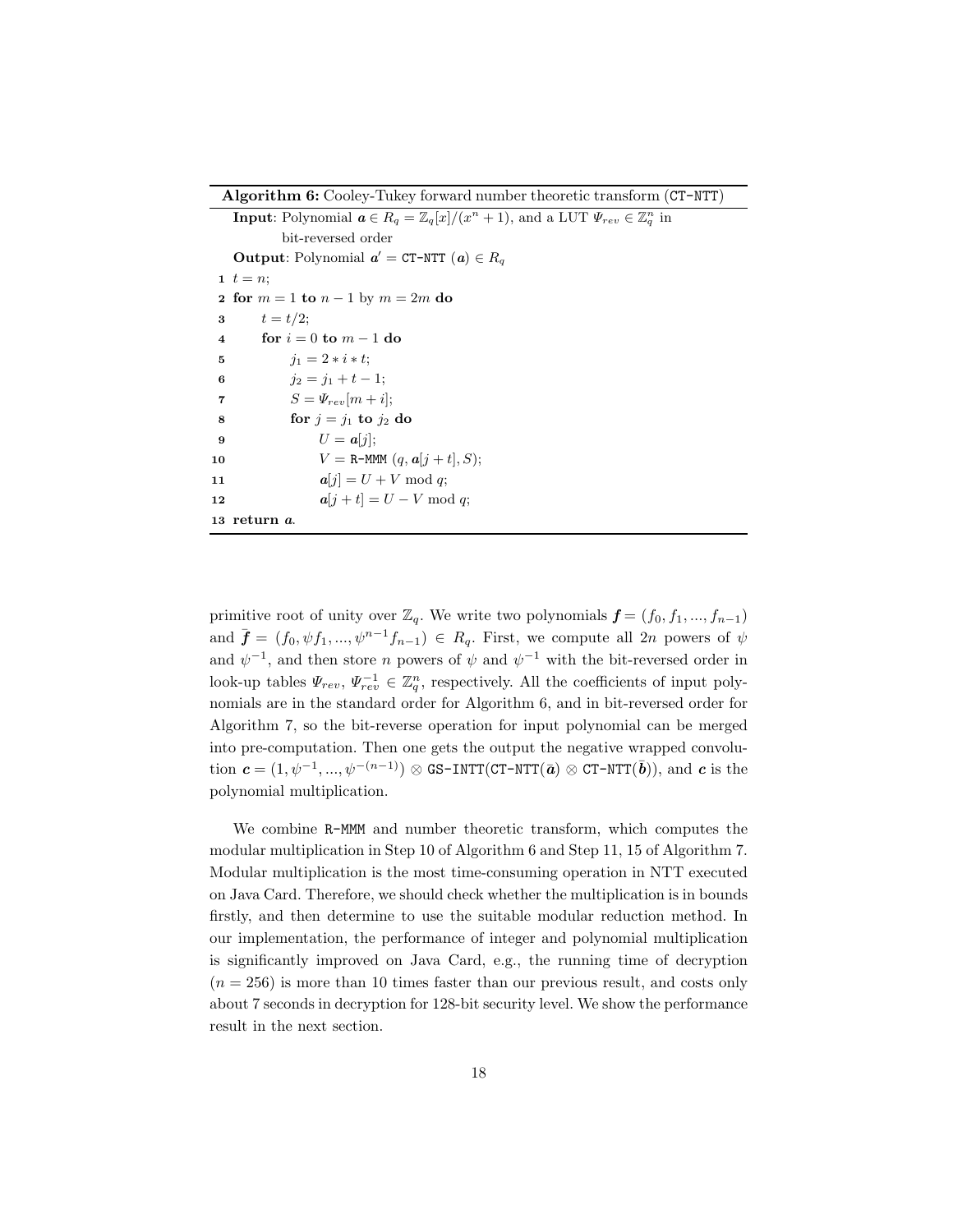**Algorithm 6:** Cooley-Tukey forward number theoretic transform (CT-NTT)

**Input**: Polynomial $\boldsymbol{a} \in R_q = \mathbb{Z}_q[x]/(x^n+1)$, and a LUT $\Psi_{rev} \in \mathbb{Z}_q^n$ in bit-reversed order

**Output**: Polynomial $\boldsymbol{a}' = \texttt{CT-NTT}(\boldsymbol{a}) \in R_q$

```
1  t = n;
2  for m = 1 to n − 1 by m = 2m do
3      t = t/2;
4      for i = 0 to m − 1 do
5          j1 = 2 ∗ i ∗ t;
6          j2 = j1 + t − 1;
7          S = Ψrev[m + i];
8          for j = j1 to j2 do
9              U = a[j];
10             V = R-MMM (q, a[j + t], S);
11             a[j] = U + V mod q;
12             a[j + t] = U − V mod q;
13 return a.
```

primitive root of unity over $\mathbb{Z}_q$. We write two polynomials $\boldsymbol{f} = (f_0, f_1, ..., f_{n-1})$ and $\bar{\boldsymbol{f}} = (f_0, \psi f_1, ..., \psi^{n-1} f_{n-1}) \in R_q$. First, we compute all $2n$ powers of $\psi$ and $\psi^{-1}$, and then store $n$ powers of $\psi$ and $\psi^{-1}$ with the bit-reversed order in look-up tables $\Psi_{rev}$, $\Psi_{rev}^{-1} \in \mathbb{Z}_q^n$, respectively. All the coefficients of input polynomials are in the standard order for Algorithm 6, and in bit-reversed order for Algorithm 7, so the bit-reverse operation for input polynomial can be merged into pre-computation. Then one gets the output the negative wrapped convolution $\boldsymbol{c} = (1, \psi^{-1}, ..., \psi^{-(n-1)}) \otimes \texttt{GS-INTT}(\texttt{CT-NTT}(\bar{\boldsymbol{a}}) \otimes \texttt{CT-NTT}(\bar{\boldsymbol{b}}))$, and $\boldsymbol{c}$ is the polynomial multiplication.

We combine R-MMM and number theoretic transform, which computes the modular multiplication in Step 10 of Algorithm 6 and Step 11, 15 of Algorithm 7. Modular multiplication is the most time-consuming operation in NTT executed on Java Card. Therefore, we should check whether the multiplication is in bounds firstly, and then determine to use the suitable modular reduction method. In our implementation, the performance of integer and polynomial multiplication is significantly improved on Java Card, e.g., the running time of decryption ($n = 256$) is more than 10 times faster than our previous result, and costs only about 7 seconds in decryption for 128-bit security level. We show the performance result in the next section.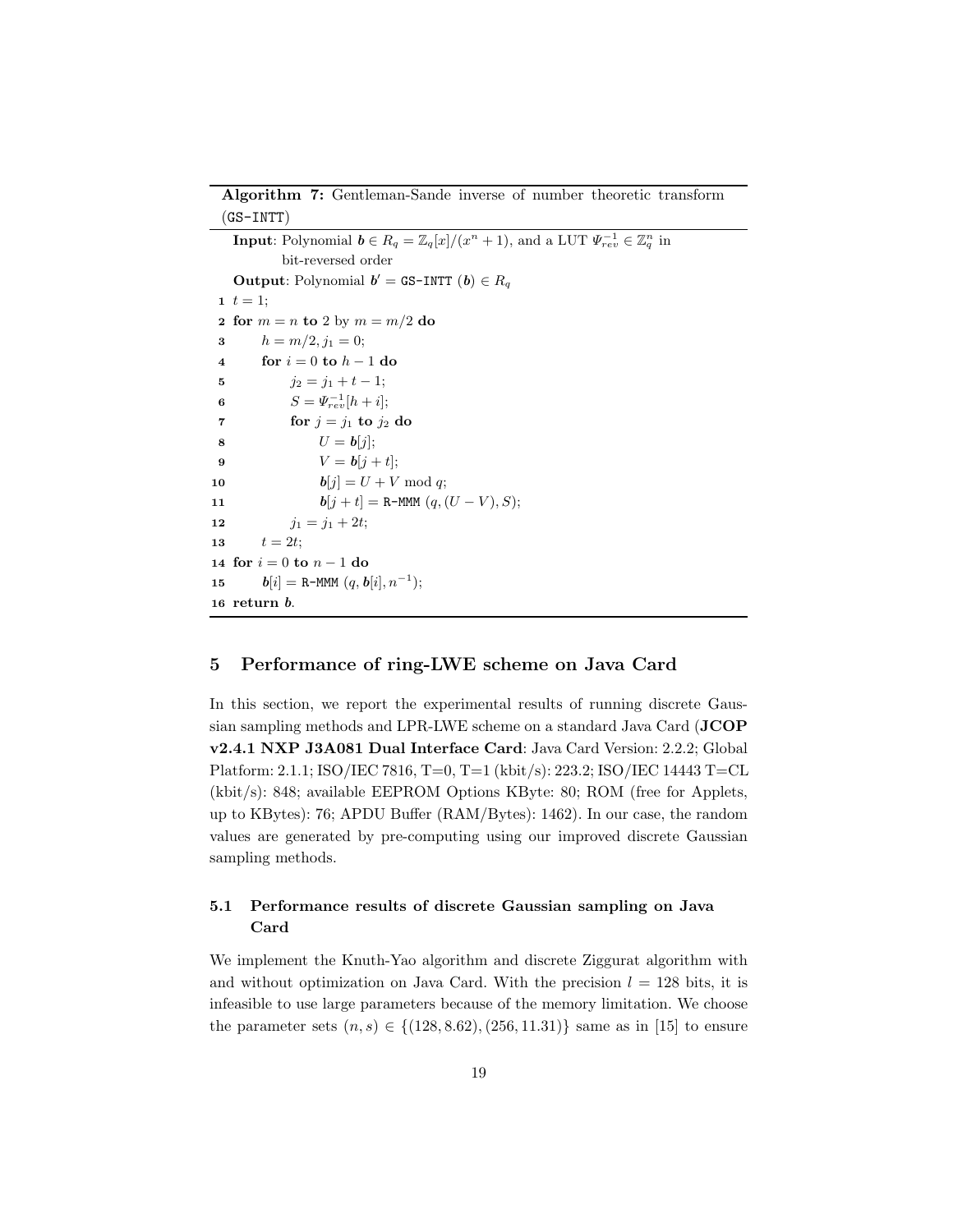**Algorithm 7:** Gentleman-Sande inverse of number theoretic transform (GS-INTT)

**Input**: Polynomial $\boldsymbol{b} \in R_q = \mathbb{Z}_q[x]/(x^n + 1)$, and a LUT $\Psi_{rev}^{-1} \in \mathbb{Z}_q^n$ in bit-reversed order

**Output**: Polynomial $\boldsymbol{b}' =$ GS-INTT $(\boldsymbol{b}) \in R_q$

```
1  t = 1;
2  for m = n to 2 by m = m/2 do
3      h = m/2, j1 = 0;
4      for i = 0 to h − 1 do
5          j2 = j1 + t − 1;
6          S = Ψ_rev^{-1}[h + i];
7          for j = j1 to j2 do
8              U = b[j];
9              V = b[j + t];
10             b[j] = U + V mod q;
11             b[j + t] = R-MMM (q, (U − V), S);
12         j1 = j1 + 2t;
13     t = 2t;
14 for i = 0 to n − 1 do
15     b[i] = R-MMM (q, b[i], n^{-1});
16 return b.
```

## 5 Performance of ring-LWE scheme on Java Card

In this section, we report the experimental results of running discrete Gaussian sampling methods and LPR-LWE scheme on a standard Java Card (**JCOP v2.4.1 NXP J3A081 Dual Interface Card**: Java Card Version: 2.2.2; Global Platform: 2.1.1; ISO/IEC 7816, T=0, T=1 (kbit/s): 223.2; ISO/IEC 14443 T=CL (kbit/s): 848; available EEPROM Options KByte: 80; ROM (free for Applets, up to KBytes): 76; APDU Buffer (RAM/Bytes): 1462). In our case, the random values are generated by pre-computing using our improved discrete Gaussian sampling methods.

### 5.1 Performance results of discrete Gaussian sampling on Java Card

We implement the Knuth-Yao algorithm and discrete Ziggurat algorithm with and without optimization on Java Card. With the precision $l = 128$ bits, it is infeasible to use large parameters because of the memory limitation. We choose the parameter sets $(n, s) \in \{(128, 8.62), (256, 11.31)\}$ same as in [15] to ensure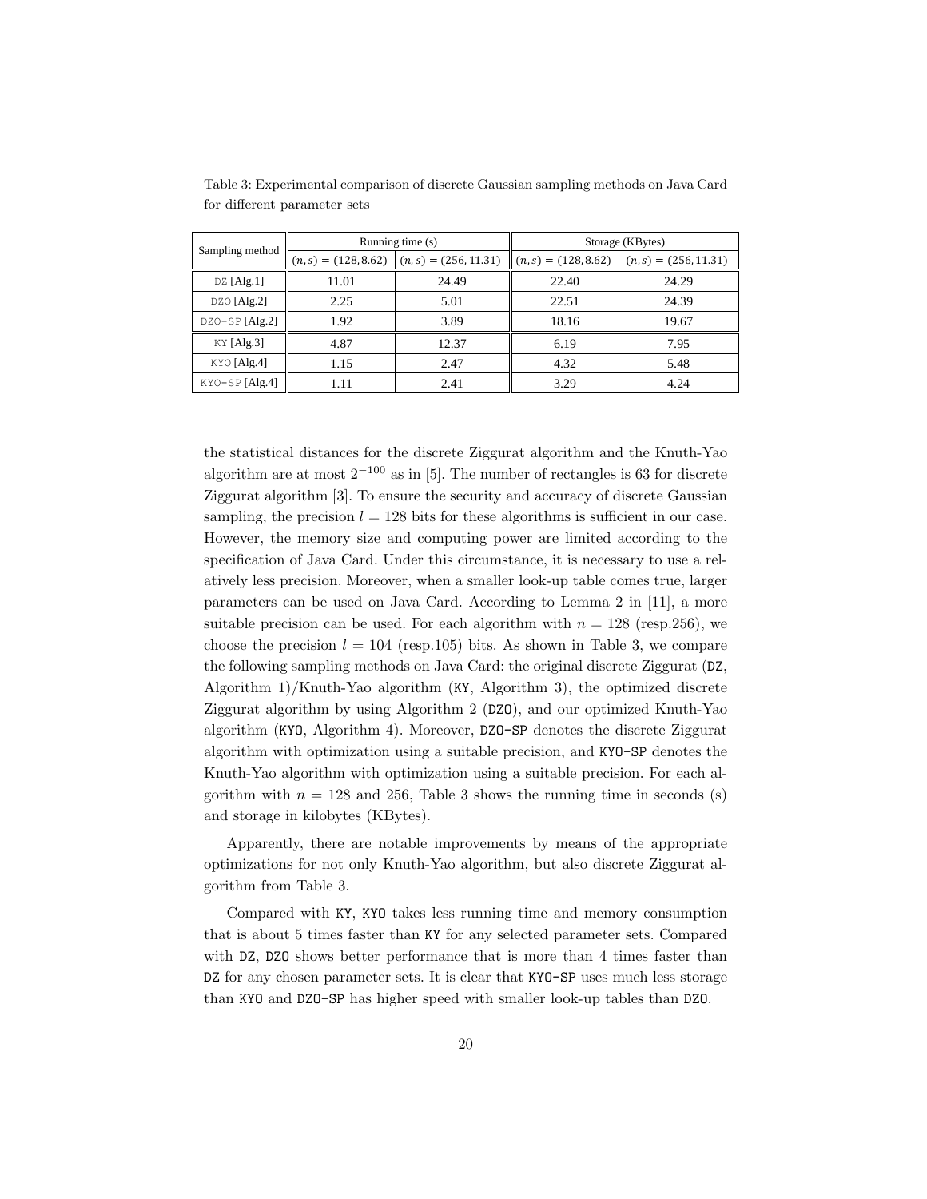Table 3: Experimental comparison of discrete Gaussian sampling methods on Java Card for different parameter sets

| Sampling method | Running time (s) | | Storage (KBytes) | |
|---|---|---|---|---|
| | $(n,s) = (128, 8.62)$ | $(n,s) = (256, 11.31)$ | $(n,s) = (128, 8.62)$ | $(n,s) = (256, 11.31)$ |
| DZ [Alg.1] | 11.01 | 24.49 | 22.40 | 24.29 |
| DZO [Alg.2] | 2.25 | 5.01 | 22.51 | 24.39 |
| DZO-SP [Alg.2] | 1.92 | 3.89 | 18.16 | 19.67 |
| KY [Alg.3] | 4.87 | 12.37 | 6.19 | 7.95 |
| KYO [Alg.4] | 1.15 | 2.47 | 4.32 | 5.48 |
| KYO-SP [Alg.4] | 1.11 | 2.41 | 3.29 | 4.24 |

the statistical distances for the discrete Ziggurat algorithm and the Knuth-Yao algorithm are at most $2^{-100}$ as in [5]. The number of rectangles is 63 for discrete Ziggurat algorithm [3]. To ensure the security and accuracy of discrete Gaussian sampling, the precision $l = 128$ bits for these algorithms is sufficient in our case. However, the memory size and computing power are limited according to the specification of Java Card. Under this circumstance, it is necessary to use a relatively less precision. Moreover, when a smaller look-up table comes true, larger parameters can be used on Java Card. According to Lemma 2 in [11], a more suitable precision can be used. For each algorithm with $n = 128$ (resp.256), we choose the precision $l = 104$ (resp.105) bits. As shown in Table 3, we compare the following sampling methods on Java Card: the original discrete Ziggurat (DZ, Algorithm 1)/Knuth-Yao algorithm (KY, Algorithm 3), the optimized discrete Ziggurat algorithm by using Algorithm 2 (DZO), and our optimized Knuth-Yao algorithm (KYO, Algorithm 4). Moreover, DZO-SP denotes the discrete Ziggurat algorithm with optimization using a suitable precision, and KYO-SP denotes the Knuth-Yao algorithm with optimization using a suitable precision. For each algorithm with $n = 128$ and 256, Table 3 shows the running time in seconds (s) and storage in kilobytes (KBytes).

Apparently, there are notable improvements by means of the appropriate optimizations for not only Knuth-Yao algorithm, but also discrete Ziggurat algorithm from Table 3.

Compared with KY, KYO takes less running time and memory consumption that is about 5 times faster than KY for any selected parameter sets. Compared with DZ, DZO shows better performance that is more than 4 times faster than DZ for any chosen parameter sets. It is clear that KYO-SP uses much less storage than KYO and DZO-SP has higher speed with smaller look-up tables than DZO.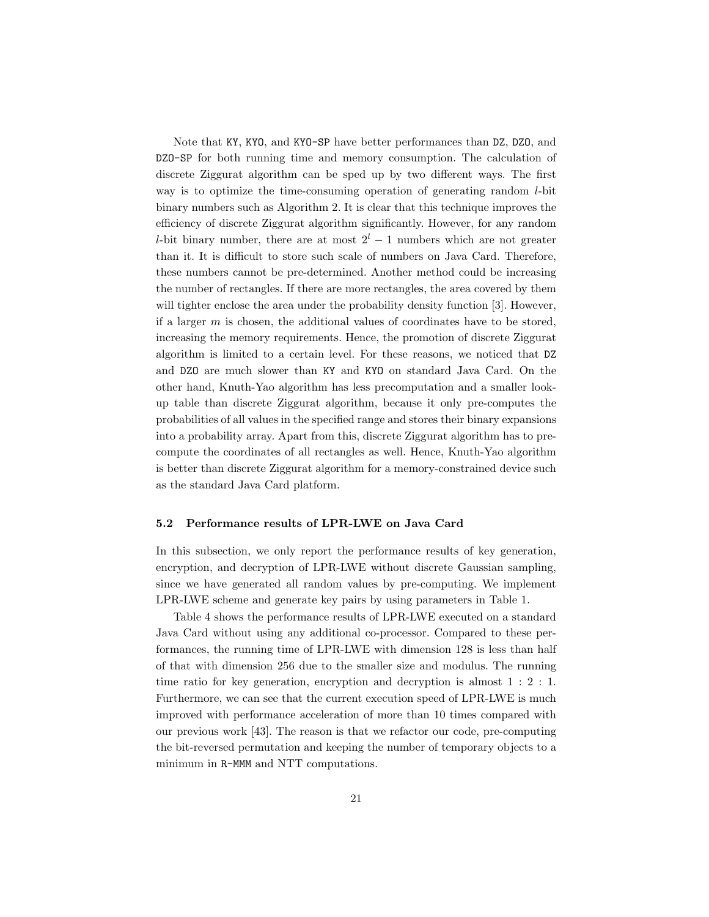Note that `KY`, `KYO`, and `KYO-SP` have better performances than `DZ`, `DZO`, and `DZO-SP` for both running time and memory consumption. The calculation of discrete Ziggurat algorithm can be sped up by two different ways. The first way is to optimize the time-consuming operation of generating random $l$-bit binary numbers such as Algorithm 2. It is clear that this technique improves the efficiency of discrete Ziggurat algorithm significantly. However, for any random $l$-bit binary number, there are at most $2^l - 1$ numbers which are not greater than it. It is difficult to store such scale of numbers on Java Card. Therefore, these numbers cannot be pre-determined. Another method could be increasing the number of rectangles. If there are more rectangles, the area covered by them will tighter enclose the area under the probability density function [3]. However, if a larger $m$ is chosen, the additional values of coordinates have to be stored, increasing the memory requirements. Hence, the promotion of discrete Ziggurat algorithm is limited to a certain level. For these reasons, we noticed that `DZ` and `DZO` are much slower than `KY` and `KYO` on standard Java Card. On the other hand, Knuth-Yao algorithm has less precomputation and a smaller look-up table than discrete Ziggurat algorithm, because it only pre-computes the probabilities of all values in the specified range and stores their binary expansions into a probability array. Apart from this, discrete Ziggurat algorithm has to pre-compute the coordinates of all rectangles as well. Hence, Knuth-Yao algorithm is better than discrete Ziggurat algorithm for a memory-constrained device such as the standard Java Card platform.

### 5.2 Performance results of LPR-LWE on Java Card

In this subsection, we only report the performance results of key generation, encryption, and decryption of LPR-LWE without discrete Gaussian sampling, since we have generated all random values by pre-computing. We implement LPR-LWE scheme and generate key pairs by using parameters in Table 1.

Table 4 shows the performance results of LPR-LWE executed on a standard Java Card without using any additional co-processor. Compared to these performances, the running time of LPR-LWE with dimension 128 is less than half of that with dimension 256 due to the smaller size and modulus. The running time ratio for key generation, encryption and decryption is almost 1 : 2 : 1. Furthermore, we can see that the current execution speed of LPR-LWE is much improved with performance acceleration of more than 10 times compared with our previous work [43]. The reason is that we refactor our code, pre-computing the bit-reversed permutation and keeping the number of temporary objects to a minimum in `R-MMM` and NTT computations.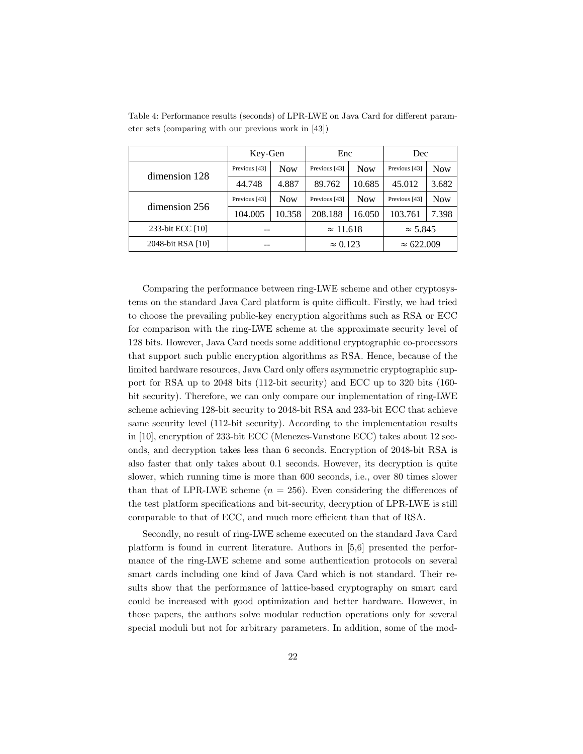Table 4: Performance results (seconds) of LPR-LWE on Java Card for different parameter sets (comparing with our previous work in [43])

| | Key-Gen | | Enc | | Dec | |
|---|---|---|---|---|---|---|
| dimension 128 | Previous [43] | Now | Previous [43] | Now | Previous [43] | Now |
| | 44.748 | 4.887 | 89.762 | 10.685 | 45.012 | 3.682 |
| dimension 256 | Previous [43] | Now | Previous [43] | Now | Previous [43] | Now |
| | 104.005 | 10.358 | 208.188 | 16.050 | 103.761 | 7.398 |
| 233-bit ECC [10] | -- | | $\approx 11.618$ | | $\approx 5.845$ | |
| 2048-bit RSA [10] | -- | | $\approx 0.123$ | | $\approx 622.009$ | |

Comparing the performance between ring-LWE scheme and other cryptosystems on the standard Java Card platform is quite difficult. Firstly, we had tried to choose the prevailing public-key encryption algorithms such as RSA or ECC for comparison with the ring-LWE scheme at the approximate security level of 128 bits. However, Java Card needs some additional cryptographic co-processors that support such public encryption algorithms as RSA. Hence, because of the limited hardware resources, Java Card only offers asymmetric cryptographic support for RSA up to 2048 bits (112-bit security) and ECC up to 320 bits (160-bit security). Therefore, we can only compare our implementation of ring-LWE scheme achieving 128-bit security to 2048-bit RSA and 233-bit ECC that achieve same security level (112-bit security). According to the implementation results in [10], encryption of 233-bit ECC (Menezes-Vanstone ECC) takes about 12 seconds, and decryption takes less than 6 seconds. Encryption of 2048-bit RSA is also faster that only takes about 0.1 seconds. However, its decryption is quite slower, which running time is more than 600 seconds, i.e., over 80 times slower than that of LPR-LWE scheme ($n = 256$). Even considering the differences of the test platform specifications and bit-security, decryption of LPR-LWE is still comparable to that of ECC, and much more efficient than that of RSA.

Secondly, no result of ring-LWE scheme executed on the standard Java Card platform is found in current literature. Authors in [5,6] presented the performance of the ring-LWE scheme and some authentication protocols on several smart cards including one kind of Java Card which is not standard. Their results show that the performance of lattice-based cryptography on smart card could be increased with good optimization and better hardware. However, in those papers, the authors solve modular reduction operations only for several special moduli but not for arbitrary parameters. In addition, some of the mod-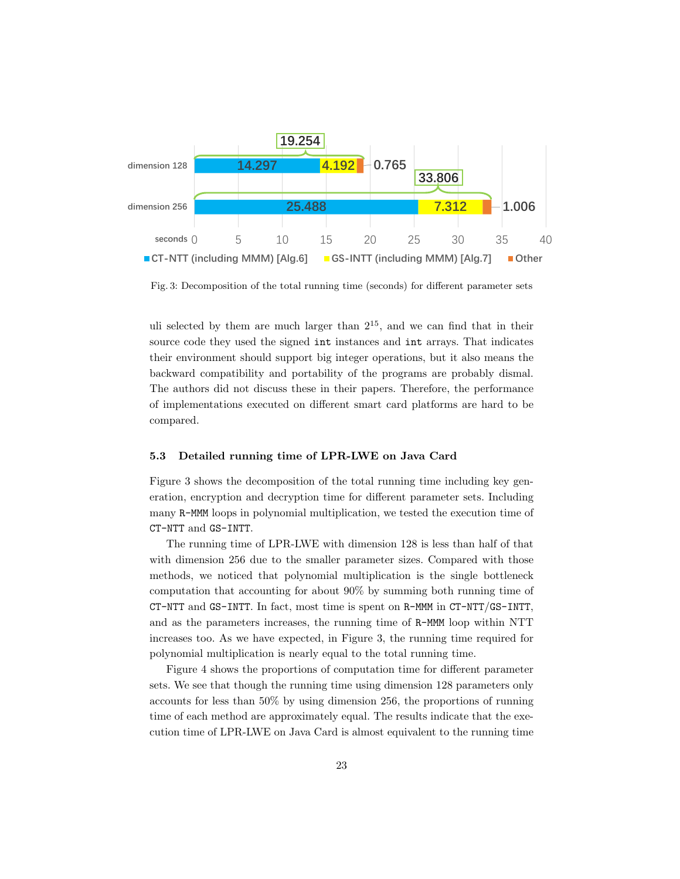Fig. 3: Decomposition of the total running time (seconds) for different parameter sets

uli selected by them are much larger than $2^{15}$, and we can find that in their source code they used the signed `int` instances and `int` arrays. That indicates their environment should support big integer operations, but it also means the backward compatibility and portability of the programs are probably dismal. The authors did not discuss these in their papers. Therefore, the performance of implementations executed on different smart card platforms are hard to be compared.

### 5.3 Detailed running time of LPR-LWE on Java Card

Figure 3 shows the decomposition of the total running time including key generation, encryption and decryption time for different parameter sets. Including many `R-MMM` loops in polynomial multiplication, we tested the execution time of `CT-NTT` and `GS-INTT`.

The running time of LPR-LWE with dimension 128 is less than half of that with dimension 256 due to the smaller parameter sizes. Compared with those methods, we noticed that polynomial multiplication is the single bottleneck computation that accounting for about 90% by summing both running time of `CT-NTT` and `GS-INTT`. In fact, most time is spent on `R-MMM` in `CT-NTT`/`GS-INTT`, and as the parameters increases, the running time of `R-MMM` loop within NTT increases too. As we have expected, in Figure 3, the running time required for polynomial multiplication is nearly equal to the total running time.

Figure 4 shows the proportions of computation time for different parameter sets. We see that though the running time using dimension 128 parameters only accounts for less than 50% by using dimension 256, the proportions of running time of each method are approximately equal. The results indicate that the execution time of LPR-LWE on Java Card is almost equivalent to the running time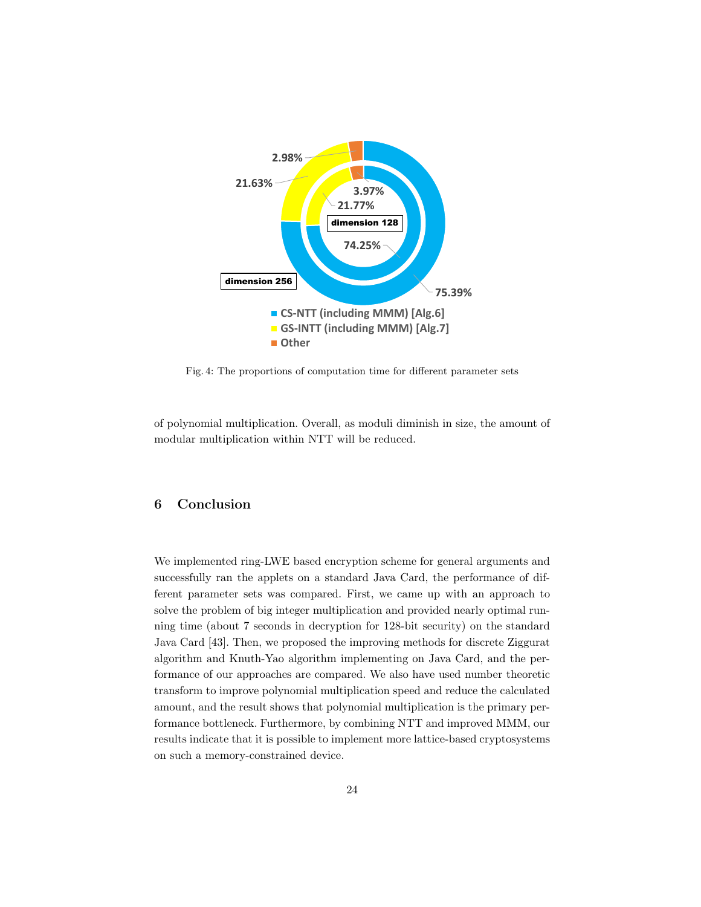Fig. 4: The proportions of computation time for different parameter sets

of polynomial multiplication. Overall, as moduli diminish in size, the amount of modular multiplication within NTT will be reduced.

## 6 Conclusion

We implemented ring-LWE based encryption scheme for general arguments and successfully ran the applets on a standard Java Card, the performance of different parameter sets was compared. First, we came up with an approach to solve the problem of big integer multiplication and provided nearly optimal running time (about 7 seconds in decryption for 128-bit security) on the standard Java Card [43]. Then, we proposed the improving methods for discrete Ziggurat algorithm and Knuth-Yao algorithm implementing on Java Card, and the performance of our approaches are compared. We also have used number theoretic transform to improve polynomial multiplication speed and reduce the calculated amount, and the result shows that polynomial multiplication is the primary performance bottleneck. Furthermore, by combining NTT and improved MMM, our results indicate that it is possible to implement more lattice-based cryptosystems on such a memory-constrained device.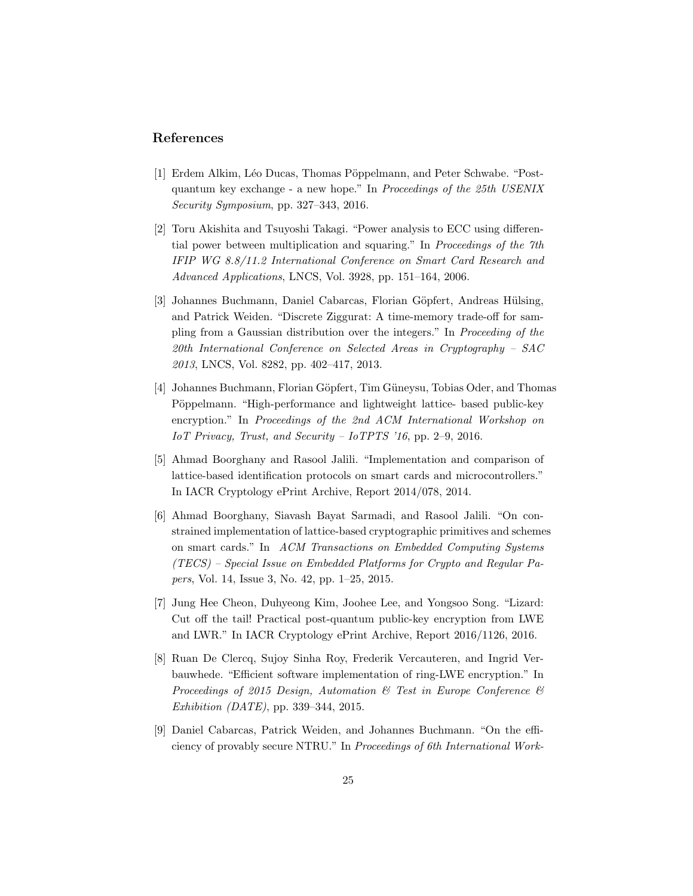## References

[1] Erdem Alkim, Léo Ducas, Thomas Pöppelmann, and Peter Schwabe. "Post-quantum key exchange - a new hope." In *Proceedings of the 25th USENIX Security Symposium*, pp. 327–343, 2016.

[2] Toru Akishita and Tsuyoshi Takagi. "Power analysis to ECC using differential power between multiplication and squaring." In *Proceedings of the 7th IFIP WG 8.8/11.2 International Conference on Smart Card Research and Advanced Applications*, LNCS, Vol. 3928, pp. 151–164, 2006.

[3] Johannes Buchmann, Daniel Cabarcas, Florian Göpfert, Andreas Hülsing, and Patrick Weiden. "Discrete Ziggurat: A time-memory trade-off for sampling from a Gaussian distribution over the integers." In *Proceeding of the 20th International Conference on Selected Areas in Cryptography – SAC 2013*, LNCS, Vol. 8282, pp. 402–417, 2013.

[4] Johannes Buchmann, Florian Göpfert, Tim Güneysu, Tobias Oder, and Thomas Pöppelmann. "High-performance and lightweight lattice- based public-key encryption." In *Proceedings of the 2nd ACM International Workshop on IoT Privacy, Trust, and Security – IoTPTS '16*, pp. 2–9, 2016.

[5] Ahmad Boorghany and Rasool Jalili. "Implementation and comparison of lattice-based identification protocols on smart cards and microcontrollers." In IACR Cryptology ePrint Archive, Report 2014/078, 2014.

[6] Ahmad Boorghany, Siavash Bayat Sarmadi, and Rasool Jalili. "On constrained implementation of lattice-based cryptographic primitives and schemes on smart cards." In *ACM Transactions on Embedded Computing Systems (TECS) – Special Issue on Embedded Platforms for Crypto and Regular Papers*, Vol. 14, Issue 3, No. 42, pp. 1–25, 2015.

[7] Jung Hee Cheon, Duhyeong Kim, Joohee Lee, and Yongsoo Song. "Lizard: Cut off the tail! Practical post-quantum public-key encryption from LWE and LWR." In IACR Cryptology ePrint Archive, Report 2016/1126, 2016.

[8] Ruan De Clercq, Sujoy Sinha Roy, Frederik Vercauteren, and Ingrid Verbauwhede. "Efficient software implementation of ring-LWE encryption." In *Proceedings of 2015 Design, Automation & Test in Europe Conference & Exhibition (DATE)*, pp. 339–344, 2015.

[9] Daniel Cabarcas, Patrick Weiden, and Johannes Buchmann. "On the efficiency of provably secure NTRU." In *Proceedings of 6th International Work-*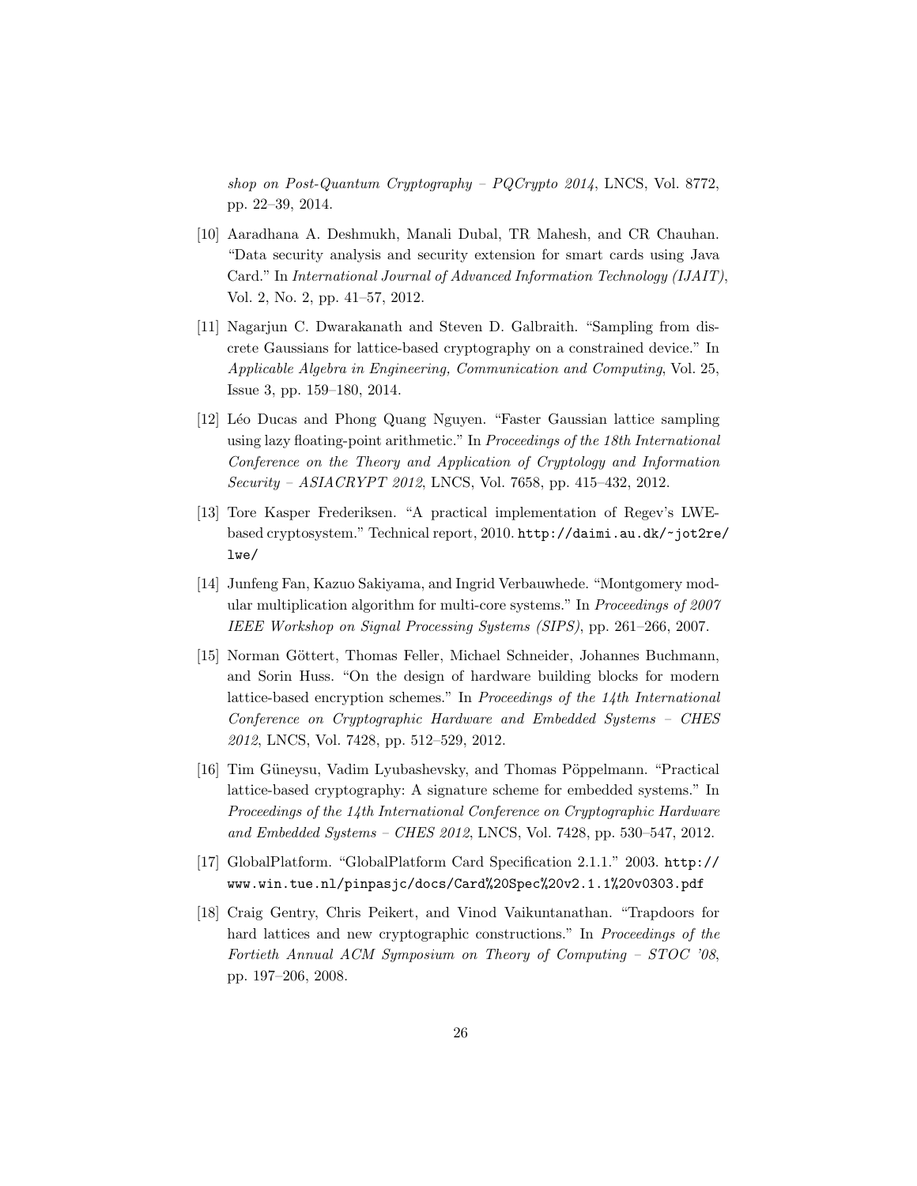*shop on Post-Quantum Cryptography – PQCrypto 2014*, LNCS, Vol. 8772, pp. 22–39, 2014.

[10] Aaradhana A. Deshmukh, Manali Dubal, TR Mahesh, and CR Chauhan. "Data security analysis and security extension for smart cards using Java Card." In *International Journal of Advanced Information Technology (IJAIT)*, Vol. 2, No. 2, pp. 41–57, 2012.

[11] Nagarjun C. Dwarakanath and Steven D. Galbraith. "Sampling from discrete Gaussians for lattice-based cryptography on a constrained device." In *Applicable Algebra in Engineering, Communication and Computing*, Vol. 25, Issue 3, pp. 159–180, 2014.

[12] Léo Ducas and Phong Quang Nguyen. "Faster Gaussian lattice sampling using lazy floating-point arithmetic." In *Proceedings of the 18th International Conference on the Theory and Application of Cryptology and Information Security – ASIACRYPT 2012*, LNCS, Vol. 7658, pp. 415–432, 2012.

[13] Tore Kasper Frederiksen. "A practical implementation of Regev's LWE-based cryptosystem." Technical report, 2010. `http://daimi.au.dk/~jot2re/lwe/`

[14] Junfeng Fan, Kazuo Sakiyama, and Ingrid Verbauwhede. "Montgomery modular multiplication algorithm for multi-core systems." In *Proceedings of 2007 IEEE Workshop on Signal Processing Systems (SIPS)*, pp. 261–266, 2007.

[15] Norman Göttert, Thomas Feller, Michael Schneider, Johannes Buchmann, and Sorin Huss. "On the design of hardware building blocks for modern lattice-based encryption schemes." In *Proceedings of the 14th International Conference on Cryptographic Hardware and Embedded Systems – CHES 2012*, LNCS, Vol. 7428, pp. 512–529, 2012.

[16] Tim Güneysu, Vadim Lyubashevsky, and Thomas Pöppelmann. "Practical lattice-based cryptography: A signature scheme for embedded systems." In *Proceedings of the 14th International Conference on Cryptographic Hardware and Embedded Systems – CHES 2012*, LNCS, Vol. 7428, pp. 530–547, 2012.

[17] GlobalPlatform. "GlobalPlatform Card Specification 2.1.1." 2003. `http://www.win.tue.nl/pinpasjc/docs/Card%20Spec%20v2.1.1%20v0303.pdf`

[18] Craig Gentry, Chris Peikert, and Vinod Vaikuntanathan. "Trapdoors for hard lattices and new cryptographic constructions." In *Proceedings of the Fortieth Annual ACM Symposium on Theory of Computing – STOC '08*, pp. 197–206, 2008.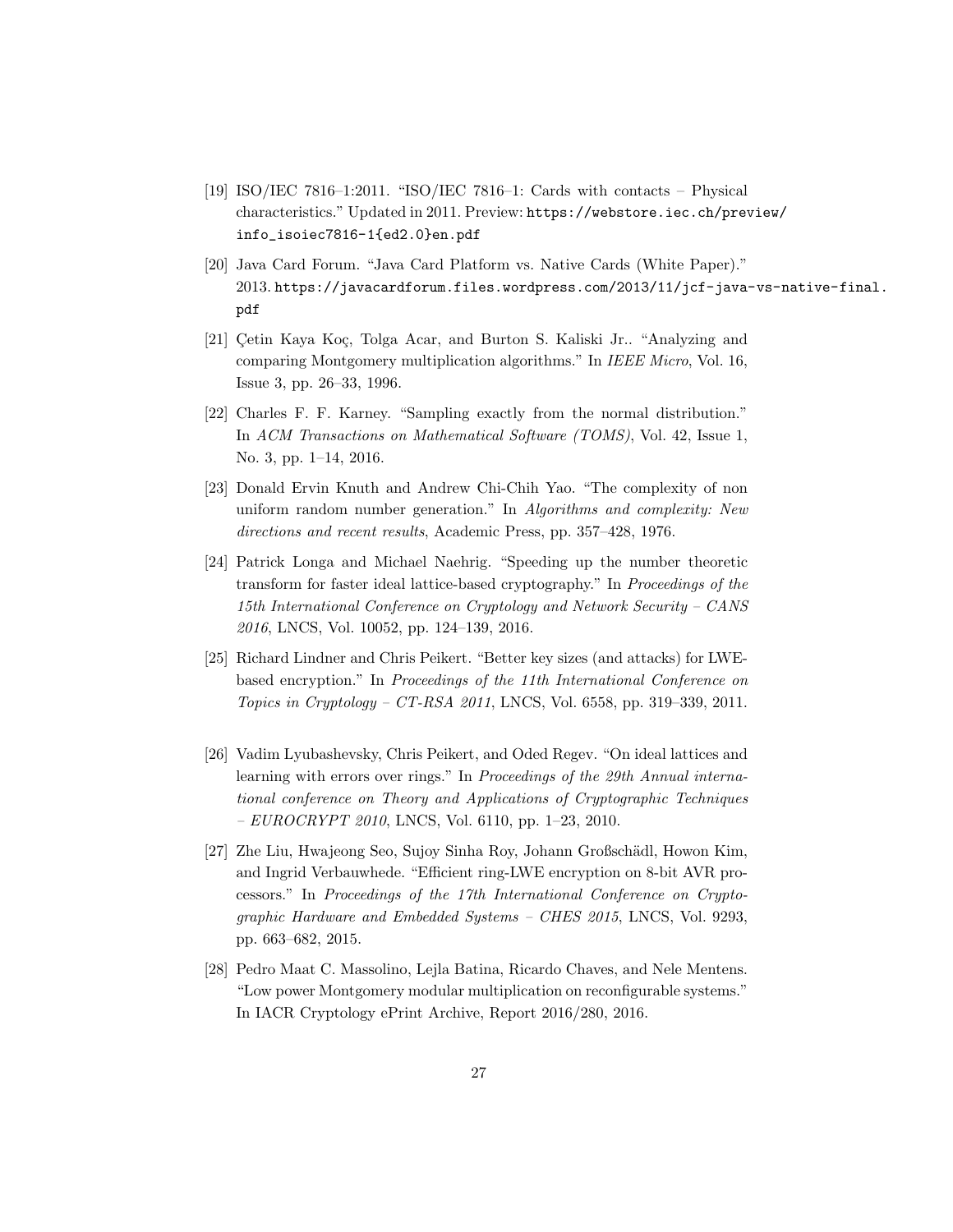[19] ISO/IEC 7816–1:2011. "ISO/IEC 7816–1: Cards with contacts – Physical characteristics." Updated in 2011. Preview: `https://webstore.iec.ch/preview/info_isoiec7816-1{ed2.0}en.pdf`

[20] Java Card Forum. "Java Card Platform vs. Native Cards (White Paper)." 2013. `https://javacardforum.files.wordpress.com/2013/11/jcf-java-vs-native-final.pdf`

[21] Çetin Kaya Koç, Tolga Acar, and Burton S. Kaliski Jr.. "Analyzing and comparing Montgomery multiplication algorithms." In *IEEE Micro*, Vol. 16, Issue 3, pp. 26–33, 1996.

[22] Charles F. F. Karney. "Sampling exactly from the normal distribution." In *ACM Transactions on Mathematical Software (TOMS)*, Vol. 42, Issue 1, No. 3, pp. 1–14, 2016.

[23] Donald Ervin Knuth and Andrew Chi-Chih Yao. "The complexity of non uniform random number generation." In *Algorithms and complexity: New directions and recent results*, Academic Press, pp. 357–428, 1976.

[24] Patrick Longa and Michael Naehrig. "Speeding up the number theoretic transform for faster ideal lattice-based cryptography." In *Proceedings of the 15th International Conference on Cryptology and Network Security – CANS 2016*, LNCS, Vol. 10052, pp. 124–139, 2016.

[25] Richard Lindner and Chris Peikert. "Better key sizes (and attacks) for LWE-based encryption." In *Proceedings of the 11th International Conference on Topics in Cryptology – CT-RSA 2011*, LNCS, Vol. 6558, pp. 319–339, 2011.

[26] Vadim Lyubashevsky, Chris Peikert, and Oded Regev. "On ideal lattices and learning with errors over rings." In *Proceedings of the 29th Annual international conference on Theory and Applications of Cryptographic Techniques – EUROCRYPT 2010*, LNCS, Vol. 6110, pp. 1–23, 2010.

[27] Zhe Liu, Hwajeong Seo, Sujoy Sinha Roy, Johann Großschädl, Howon Kim, and Ingrid Verbauwhede. "Efficient ring-LWE encryption on 8-bit AVR processors." In *Proceedings of the 17th International Conference on Cryptographic Hardware and Embedded Systems – CHES 2015*, LNCS, Vol. 9293, pp. 663–682, 2015.

[28] Pedro Maat C. Massolino, Lejla Batina, Ricardo Chaves, and Nele Mentens. "Low power Montgomery modular multiplication on reconfigurable systems." In IACR Cryptology ePrint Archive, Report 2016/280, 2016.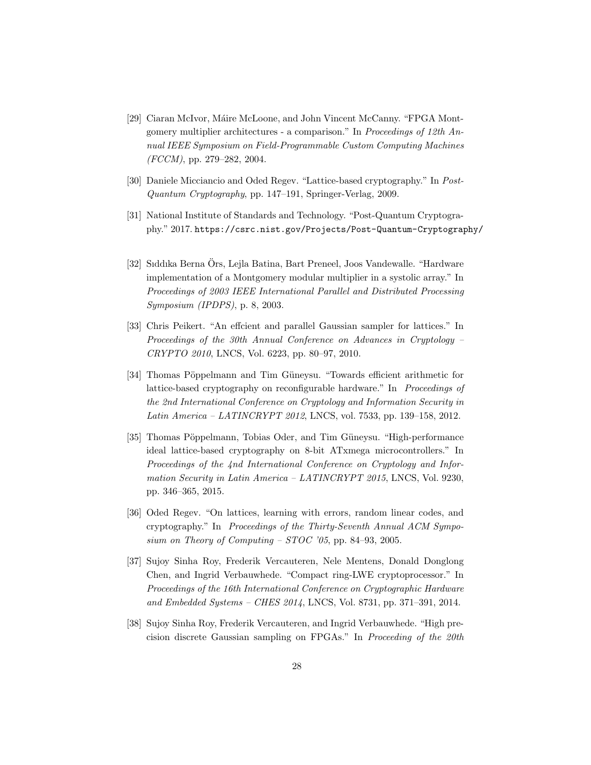[29] Ciaran McIvor, Máire McLoone, and John Vincent McCanny. "FPGA Montgomery multiplier architectures - a comparison." In *Proceedings of 12th Annual IEEE Symposium on Field-Programmable Custom Computing Machines (FCCM)*, pp. 279–282, 2004.

[30] Daniele Micciancio and Oded Regev. "Lattice-based cryptography." In *Post-Quantum Cryptography*, pp. 147–191, Springer-Verlag, 2009.

[31] National Institute of Standards and Technology. "Post-Quantum Cryptography." 2017. https://csrc.nist.gov/Projects/Post-Quantum-Cryptography/

[32] Sıddıka Berna Örs, Lejla Batina, Bart Preneel, Joos Vandewalle. "Hardware implementation of a Montgomery modular multiplier in a systolic array." In *Proceedings of 2003 IEEE International Parallel and Distributed Processing Symposium (IPDPS)*, p. 8, 2003.

[33] Chris Peikert. "An effcient and parallel Gaussian sampler for lattices." In *Proceedings of the 30th Annual Conference on Advances in Cryptology – CRYPTO 2010*, LNCS, Vol. 6223, pp. 80–97, 2010.

[34] Thomas Pöppelmann and Tim Güneysu. "Towards efficient arithmetic for lattice-based cryptography on reconfigurable hardware." In *Proceedings of the 2nd International Conference on Cryptology and Information Security in Latin America – LATINCRYPT 2012*, LNCS, vol. 7533, pp. 139–158, 2012.

[35] Thomas Pöppelmann, Tobias Oder, and Tim Güneysu. "High-performance ideal lattice-based cryptography on 8-bit ATxmega microcontrollers." In *Proceedings of the 4nd International Conference on Cryptology and Information Security in Latin America – LATINCRYPT 2015*, LNCS, Vol. 9230, pp. 346–365, 2015.

[36] Oded Regev. "On lattices, learning with errors, random linear codes, and cryptography." In *Proceedings of the Thirty-Seventh Annual ACM Symposium on Theory of Computing – STOC '05*, pp. 84–93, 2005.

[37] Sujoy Sinha Roy, Frederik Vercauteren, Nele Mentens, Donald Donglong Chen, and Ingrid Verbauwhede. "Compact ring-LWE cryptoprocessor." In *Proceedings of the 16th International Conference on Cryptographic Hardware and Embedded Systems – CHES 2014*, LNCS, Vol. 8731, pp. 371–391, 2014.

[38] Sujoy Sinha Roy, Frederik Vercauteren, and Ingrid Verbauwhede. "High precision discrete Gaussian sampling on FPGAs." In *Proceeding of the 20th*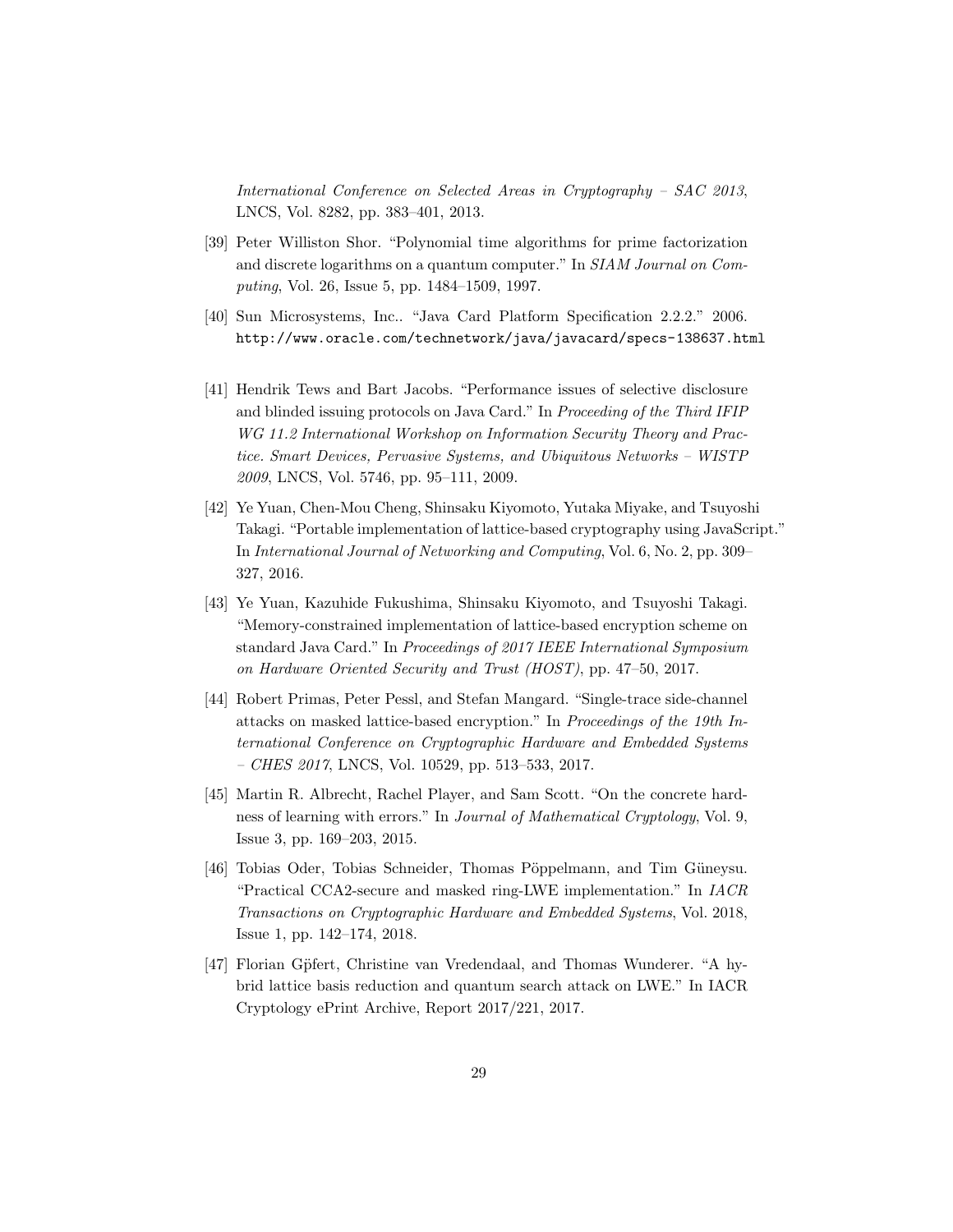International Conference on Selected Areas in Cryptography – SAC 2013*, LNCS, Vol. 8282, pp. 383–401, 2013.

[39] Peter Williston Shor. "Polynomial time algorithms for prime factorization and discrete logarithms on a quantum computer." In *SIAM Journal on Computing*, Vol. 26, Issue 5, pp. 1484–1509, 1997.

[40] Sun Microsystems, Inc.. "Java Card Platform Specification 2.2.2." 2006. `http://www.oracle.com/technetwork/java/javacard/specs-138637.html`

[41] Hendrik Tews and Bart Jacobs. "Performance issues of selective disclosure and blinded issuing protocols on Java Card." In *Proceeding of the Third IFIP WG 11.2 International Workshop on Information Security Theory and Practice. Smart Devices, Pervasive Systems, and Ubiquitous Networks – WISTP 2009*, LNCS, Vol. 5746, pp. 95–111, 2009.

[42] Ye Yuan, Chen-Mou Cheng, Shinsaku Kiyomoto, Yutaka Miyake, and Tsuyoshi Takagi. "Portable implementation of lattice-based cryptography using JavaScript." In *International Journal of Networking and Computing*, Vol. 6, No. 2, pp. 309–327, 2016.

[43] Ye Yuan, Kazuhide Fukushima, Shinsaku Kiyomoto, and Tsuyoshi Takagi. "Memory-constrained implementation of lattice-based encryption scheme on standard Java Card." In *Proceedings of 2017 IEEE International Symposium on Hardware Oriented Security and Trust (HOST)*, pp. 47–50, 2017.

[44] Robert Primas, Peter Pessl, and Stefan Mangard. "Single-trace side-channel attacks on masked lattice-based encryption." In *Proceedings of the 19th International Conference on Cryptographic Hardware and Embedded Systems – CHES 2017*, LNCS, Vol. 10529, pp. 513–533, 2017.

[45] Martin R. Albrecht, Rachel Player, and Sam Scott. "On the concrete hardness of learning with errors." In *Journal of Mathematical Cryptology*, Vol. 9, Issue 3, pp. 169–203, 2015.

[46] Tobias Oder, Tobias Schneider, Thomas Pöppelmann, and Tim Güneysu. "Practical CCA2-secure and masked ring-LWE implementation." In *IACR Transactions on Cryptographic Hardware and Embedded Systems*, Vol. 2018, Issue 1, pp. 142–174, 2018.

[47] Florian Gŏpfert, Christine van Vredendaal, and Thomas Wunderer. "A hybrid lattice basis reduction and quantum search attack on LWE." In IACR Cryptology ePrint Archive, Report 2017/221, 2017.